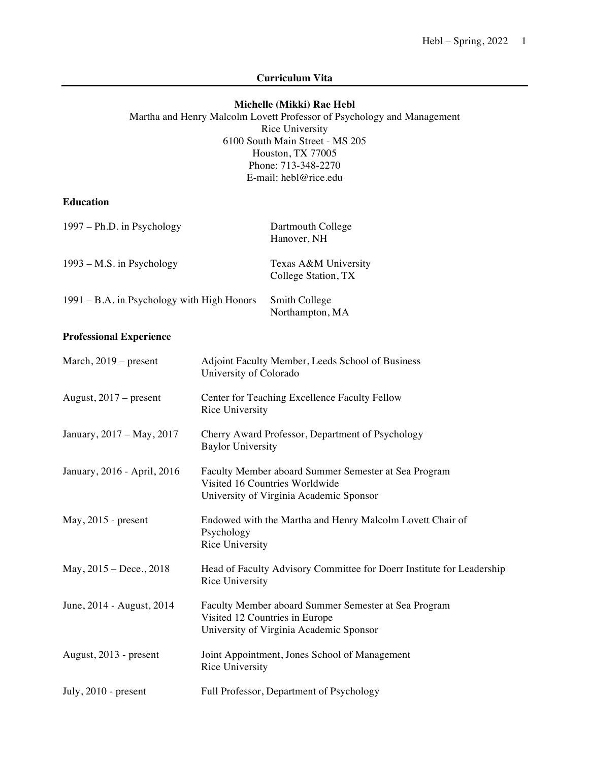# Curriculum Vita

**Michelle (Mikki) Rae Hebl**
Martha and Henry Malcolm Lovett Professor of Psychology and Management
Rice University
6100 South Main Street - MS 205
Houston, TX 77005
Phone: 713-348-2270
E-mail: hebl@rice.edu

## Education

| | |
|---|---|
| 1997 – Ph.D. in Psychology | Dartmouth College<br>Hanover, NH |
| 1993 – M.S. in Psychology | Texas A&M University<br>College Station, TX |
| 1991 – B.A. in Psychology with High Honors | Smith College<br>Northampton, MA |

## Professional Experience

| | |
|---|---|
| March, 2019 – present | Adjoint Faculty Member, Leeds School of Business<br>University of Colorado |
| August, 2017 – present | Center for Teaching Excellence Faculty Fellow<br>Rice University |
| January, 2017 – May, 2017 | Cherry Award Professor, Department of Psychology<br>Baylor University |
| January, 2016 - April, 2016 | Faculty Member aboard Summer Semester at Sea Program<br>Visited 16 Countries Worldwide<br>University of Virginia Academic Sponsor |
| May, 2015 - present | Endowed with the Martha and Henry Malcolm Lovett Chair of Psychology<br>Rice University |
| May, 2015 – Dece., 2018 | Head of Faculty Advisory Committee for Doerr Institute for Leadership<br>Rice University |
| June, 2014 - August, 2014 | Faculty Member aboard Summer Semester at Sea Program<br>Visited 12 Countries in Europe<br>University of Virginia Academic Sponsor |
| August, 2013 - present | Joint Appointment, Jones School of Management<br>Rice University |
| July, 2010 - present | Full Professor, Department of Psychology |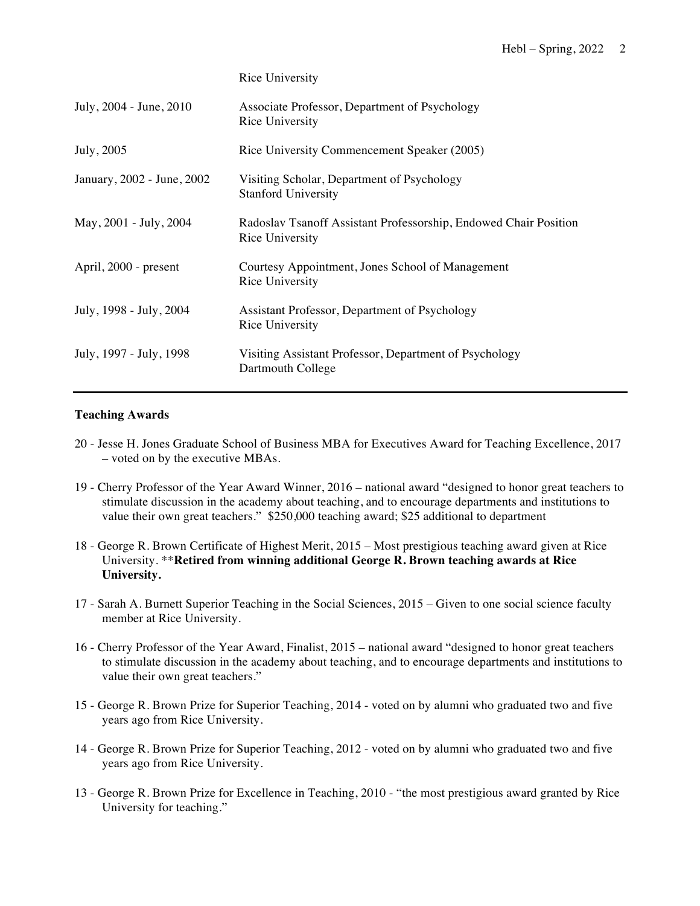| | |
|---|---|
| | Rice University |
| July, 2004 - June, 2010 | Associate Professor, Department of Psychology<br>Rice University |
| July, 2005 | Rice University Commencement Speaker (2005) |
| January, 2002 - June, 2002 | Visiting Scholar, Department of Psychology<br>Stanford University |
| May, 2001 - July, 2004 | Radoslav Tsanoff Assistant Professorship, Endowed Chair Position<br>Rice University |
| April, 2000 - present | Courtesy Appointment, Jones School of Management<br>Rice University |
| July, 1998 - July, 2004 | Assistant Professor, Department of Psychology<br>Rice University |
| July, 1997 - July, 1998 | Visiting Assistant Professor, Department of Psychology<br>Dartmouth College |

**Teaching Awards**

20 - Jesse H. Jones Graduate School of Business MBA for Executives Award for Teaching Excellence, 2017 – voted on by the executive MBAs.

19 - Cherry Professor of the Year Award Winner, 2016 – national award "designed to honor great teachers to stimulate discussion in the academy about teaching, and to encourage departments and institutions to value their own great teachers." $250,000 teaching award; $25 additional to department

18 - George R. Brown Certificate of Highest Merit, 2015 – Most prestigious teaching award given at Rice University. ****Retired from winning additional George R. Brown teaching awards at Rice University.**

17 - Sarah A. Burnett Superior Teaching in the Social Sciences, 2015 – Given to one social science faculty member at Rice University.

16 - Cherry Professor of the Year Award, Finalist, 2015 – national award "designed to honor great teachers to stimulate discussion in the academy about teaching, and to encourage departments and institutions to value their own great teachers."

15 - George R. Brown Prize for Superior Teaching, 2014 - voted on by alumni who graduated two and five years ago from Rice University.

14 - George R. Brown Prize for Superior Teaching, 2012 - voted on by alumni who graduated two and five years ago from Rice University.

13 - George R. Brown Prize for Excellence in Teaching, 2010 - "the most prestigious award granted by Rice University for teaching."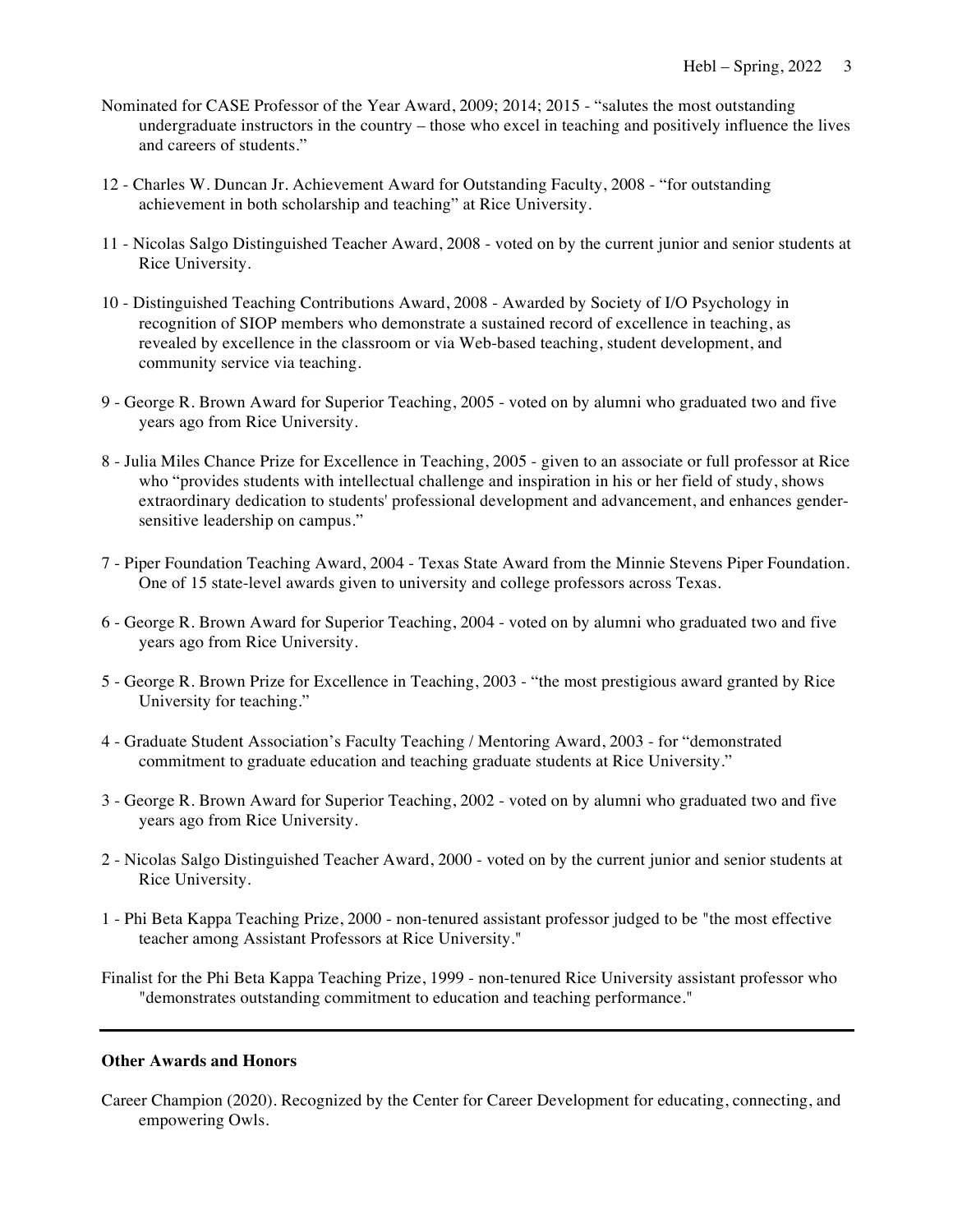Nominated for CASE Professor of the Year Award, 2009; 2014; 2015 - "salutes the most outstanding undergraduate instructors in the country – those who excel in teaching and positively influence the lives and careers of students."

12 - Charles W. Duncan Jr. Achievement Award for Outstanding Faculty, 2008 - "for outstanding achievement in both scholarship and teaching" at Rice University.

11 - Nicolas Salgo Distinguished Teacher Award, 2008 - voted on by the current junior and senior students at Rice University.

10 - Distinguished Teaching Contributions Award, 2008 - Awarded by Society of I/O Psychology in recognition of SIOP members who demonstrate a sustained record of excellence in teaching, as revealed by excellence in the classroom or via Web-based teaching, student development, and community service via teaching.

9 - George R. Brown Award for Superior Teaching, 2005 - voted on by alumni who graduated two and five years ago from Rice University.

8 - Julia Miles Chance Prize for Excellence in Teaching, 2005 - given to an associate or full professor at Rice who "provides students with intellectual challenge and inspiration in his or her field of study, shows extraordinary dedication to students' professional development and advancement, and enhances gender-sensitive leadership on campus."

7 - Piper Foundation Teaching Award, 2004 - Texas State Award from the Minnie Stevens Piper Foundation. One of 15 state-level awards given to university and college professors across Texas.

6 - George R. Brown Award for Superior Teaching, 2004 - voted on by alumni who graduated two and five years ago from Rice University.

5 - George R. Brown Prize for Excellence in Teaching, 2003 - "the most prestigious award granted by Rice University for teaching."

4 - Graduate Student Association's Faculty Teaching / Mentoring Award, 2003 - for "demonstrated commitment to graduate education and teaching graduate students at Rice University."

3 - George R. Brown Award for Superior Teaching, 2002 - voted on by alumni who graduated two and five years ago from Rice University.

2 - Nicolas Salgo Distinguished Teacher Award, 2000 - voted on by the current junior and senior students at Rice University.

1 - Phi Beta Kappa Teaching Prize, 2000 - non-tenured assistant professor judged to be "the most effective teacher among Assistant Professors at Rice University."

Finalist for the Phi Beta Kappa Teaching Prize, 1999 - non-tenured Rice University assistant professor who "demonstrates outstanding commitment to education and teaching performance."

---

**Other Awards and Honors**

Career Champion (2020). Recognized by the Center for Career Development for educating, connecting, and empowering Owls.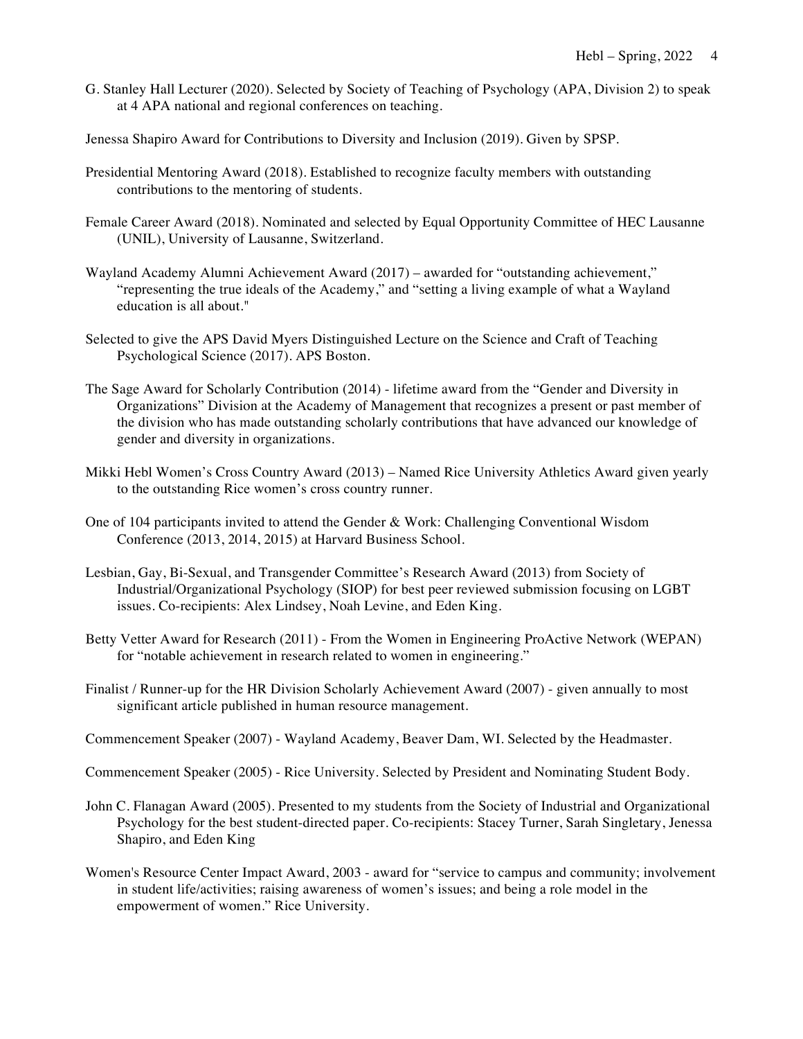G. Stanley Hall Lecturer (2020). Selected by Society of Teaching of Psychology (APA, Division 2) to speak at 4 APA national and regional conferences on teaching.

Jenessa Shapiro Award for Contributions to Diversity and Inclusion (2019). Given by SPSP.

Presidential Mentoring Award (2018). Established to recognize faculty members with outstanding contributions to the mentoring of students.

Female Career Award (2018). Nominated and selected by Equal Opportunity Committee of HEC Lausanne (UNIL), University of Lausanne, Switzerland.

Wayland Academy Alumni Achievement Award (2017) – awarded for "outstanding achievement," "representing the true ideals of the Academy," and "setting a living example of what a Wayland education is all about."

Selected to give the APS David Myers Distinguished Lecture on the Science and Craft of Teaching Psychological Science (2017). APS Boston.

The Sage Award for Scholarly Contribution (2014) - lifetime award from the "Gender and Diversity in Organizations" Division at the Academy of Management that recognizes a present or past member of the division who has made outstanding scholarly contributions that have advanced our knowledge of gender and diversity in organizations.

Mikki Hebl Women's Cross Country Award (2013) – Named Rice University Athletics Award given yearly to the outstanding Rice women's cross country runner.

One of 104 participants invited to attend the Gender & Work: Challenging Conventional Wisdom Conference (2013, 2014, 2015) at Harvard Business School.

Lesbian, Gay, Bi-Sexual, and Transgender Committee's Research Award (2013) from Society of Industrial/Organizational Psychology (SIOP) for best peer reviewed submission focusing on LGBT issues. Co-recipients: Alex Lindsey, Noah Levine, and Eden King.

Betty Vetter Award for Research (2011) - From the Women in Engineering ProActive Network (WEPAN) for "notable achievement in research related to women in engineering."

Finalist / Runner-up for the HR Division Scholarly Achievement Award (2007) - given annually to most significant article published in human resource management.

Commencement Speaker (2007) - Wayland Academy, Beaver Dam, WI. Selected by the Headmaster.

Commencement Speaker (2005) - Rice University. Selected by President and Nominating Student Body.

John C. Flanagan Award (2005). Presented to my students from the Society of Industrial and Organizational Psychology for the best student-directed paper. Co-recipients: Stacey Turner, Sarah Singletary, Jenessa Shapiro, and Eden King

Women's Resource Center Impact Award, 2003 - award for "service to campus and community; involvement in student life/activities; raising awareness of women's issues; and being a role model in the empowerment of women." Rice University.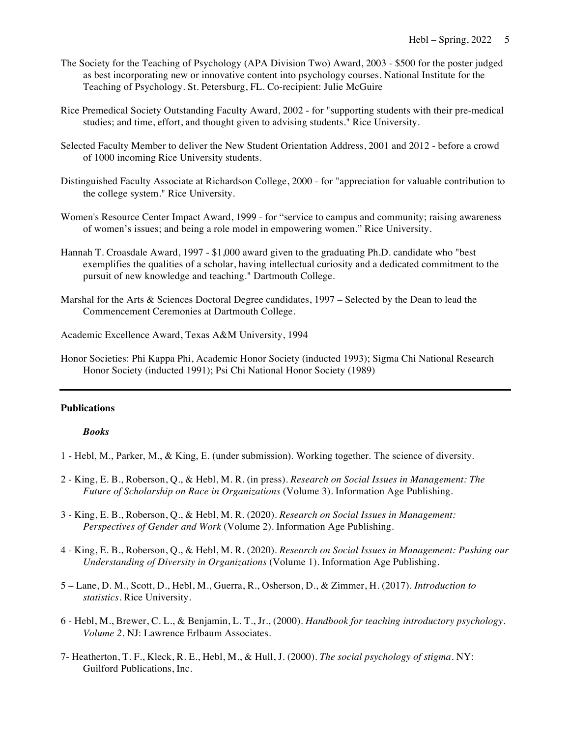The Society for the Teaching of Psychology (APA Division Two) Award, 2003 - $500 for the poster judged as best incorporating new or innovative content into psychology courses. National Institute for the Teaching of Psychology. St. Petersburg, FL. Co-recipient: Julie McGuire

Rice Premedical Society Outstanding Faculty Award, 2002 - for "supporting students with their pre-medical studies; and time, effort, and thought given to advising students." Rice University.

Selected Faculty Member to deliver the New Student Orientation Address, 2001 and 2012 - before a crowd of 1000 incoming Rice University students.

Distinguished Faculty Associate at Richardson College, 2000 - for "appreciation for valuable contribution to the college system." Rice University.

Women's Resource Center Impact Award, 1999 - for "service to campus and community; raising awareness of women's issues; and being a role model in empowering women." Rice University.

Hannah T. Croasdale Award, 1997 - $1,000 award given to the graduating Ph.D. candidate who "best exemplifies the qualities of a scholar, having intellectual curiosity and a dedicated commitment to the pursuit of new knowledge and teaching." Dartmouth College.

Marshal for the Arts & Sciences Doctoral Degree candidates, 1997 – Selected by the Dean to lead the Commencement Ceremonies at Dartmouth College.

Academic Excellence Award, Texas A&M University, 1994

Honor Societies: Phi Kappa Phi, Academic Honor Society (inducted 1993); Sigma Chi National Research Honor Society (inducted 1991); Psi Chi National Honor Society (1989)

---

## Publications

### *Books*

1 - Hebl, M., Parker, M., & King, E. (under submission). Working together. The science of diversity.

2 - King, E. B., Roberson, Q., & Hebl, M. R. (in press). *Research on Social Issues in Management: The Future of Scholarship on Race in Organizations* (Volume 3). Information Age Publishing.

3 - King, E. B., Roberson, Q., & Hebl, M. R. (2020). *Research on Social Issues in Management: Perspectives of Gender and Work* (Volume 2). Information Age Publishing.

4 - King, E. B., Roberson, Q., & Hebl, M. R. (2020). *Research on Social Issues in Management: Pushing our Understanding of Diversity in Organizations* (Volume 1). Information Age Publishing.

5 – Lane, D. M., Scott, D., Hebl, M., Guerra, R., Osherson, D., & Zimmer, H. (2017). *Introduction to statistics*. Rice University.

6 - Hebl, M., Brewer, C. L., & Benjamin, L. T., Jr., (2000). *Handbook for teaching introductory psychology. Volume 2*. NJ: Lawrence Erlbaum Associates.

7- Heatherton, T. F., Kleck, R. E., Hebl, M., & Hull, J. (2000). *The social psychology of stigma*. NY: Guilford Publications, Inc.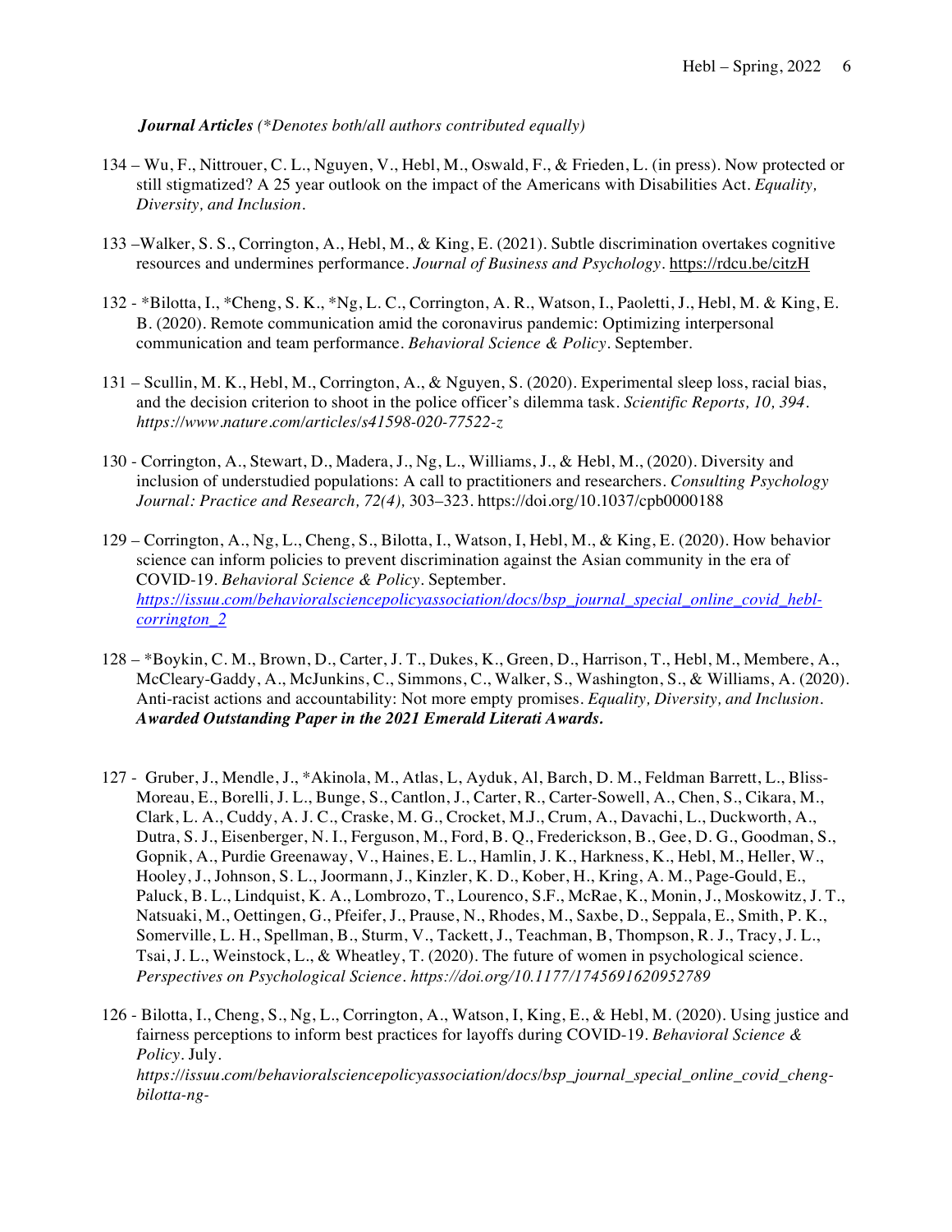***Journal Articles*** *(\*Denotes both/all authors contributed equally)*

134 – Wu, F., Nittrouer, C. L., Nguyen, V., Hebl, M., Oswald, F., & Frieden, L. (in press). Now protected or still stigmatized? A 25 year outlook on the impact of the Americans with Disabilities Act. *Equality, Diversity, and Inclusion*.

133 –Walker, S. S., Corrington, A., Hebl, M., & King, E. (2021). Subtle discrimination overtakes cognitive resources and undermines performance. *Journal of Business and Psychology*. https://rdcu.be/citzH

132 - *Bilotta, I., *Cheng, S. K., *Ng, L. C., Corrington, A. R., Watson, I., Paoletti, J., Hebl, M. & King, E. B. (2020). Remote communication amid the coronavirus pandemic: Optimizing interpersonal communication and team performance. *Behavioral Science & Policy*. September.

131 – Scullin, M. K., Hebl, M., Corrington, A., & Nguyen, S. (2020). Experimental sleep loss, racial bias, and the decision criterion to shoot in the police officer's dilemma task. *Scientific Reports, 10, 394*. *https://www.nature.com/articles/s41598-020-77522-z*

130 - Corrington, A., Stewart, D., Madera, J., Ng, L., Williams, J., & Hebl, M., (2020). Diversity and inclusion of understudied populations: A call to practitioners and researchers. *Consulting Psychology Journal: Practice and Research, 72(4),* 303–323. https://doi.org/10.1037/cpb0000188

129 – Corrington, A., Ng, L., Cheng, S., Bilotta, I., Watson, I, Hebl, M., & King, E. (2020). How behavior science can inform policies to prevent discrimination against the Asian community in the era of COVID-19. *Behavioral Science & Policy*. September. *https://issuu.com/behavioralsciencepolicyassociation/docs/bsp_journal_special_online_covid_hebl-corrington_2*

128 – *Boykin, C. M., Brown, D., Carter, J. T., Dukes, K., Green, D., Harrison, T., Hebl, M., Membere, A., McCleary-Gaddy, A., McJunkins, C., Simmons, C., Walker, S., Washington, S., & Williams, A. (2020). Anti-racist actions and accountability: Not more empty promises. *Equality, Diversity, and Inclusion*. ***Awarded Outstanding Paper in the 2021 Emerald Literati Awards.***

127 - Gruber, J., Mendle, J., *Akinola, M., Atlas, L, Ayduk, Al, Barch, D. M., Feldman Barrett, L., Bliss-Moreau, E., Borelli, J. L., Bunge, S., Cantlon, J., Carter, R., Carter-Sowell, A., Chen, S., Cikara, M., Clark, L. A., Cuddy, A. J. C., Craske, M. G., Crocket, M.J., Crum, A., Davachi, L., Duckworth, A., Dutra, S. J., Eisenberger, N. I., Ferguson, M., Ford, B. Q., Frederickson, B., Gee, D. G., Goodman, S., Gopnik, A., Purdie Greenaway, V., Haines, E. L., Hamlin, J. K., Harkness, K., Hebl, M., Heller, W., Hooley, J., Johnson, S. L., Joormann, J., Kinzler, K. D., Kober, H., Kring, A. M., Page-Gould, E., Paluck, B. L., Lindquist, K. A., Lombrozo, T., Lourenco, S.F., McRae, K., Monin, J., Moskowitz, J. T., Natsuaki, M., Oettingen, G., Pfeifer, J., Prause, N., Rhodes, M., Saxbe, D., Seppala, E., Smith, P. K., Somerville, L. H., Spellman, B., Sturm, V., Tackett, J., Teachman, B, Thompson, R. J., Tracy, J. L., Tsai, J. L., Weinstock, L., & Wheatley, T. (2020). The future of women in psychological science. *Perspectives on Psychological Science*. *https://doi.org/10.1177/1745691620952789*

126 - Bilotta, I., Cheng, S., Ng, L., Corrington, A., Watson, I, King, E., & Hebl, M. (2020). Using justice and fairness perceptions to inform best practices for layoffs during COVID-19. *Behavioral Science & Policy*. July. *https://issuu.com/behavioralsciencepolicyassociation/docs/bsp_journal_special_online_covid_cheng-bilotta-ng-*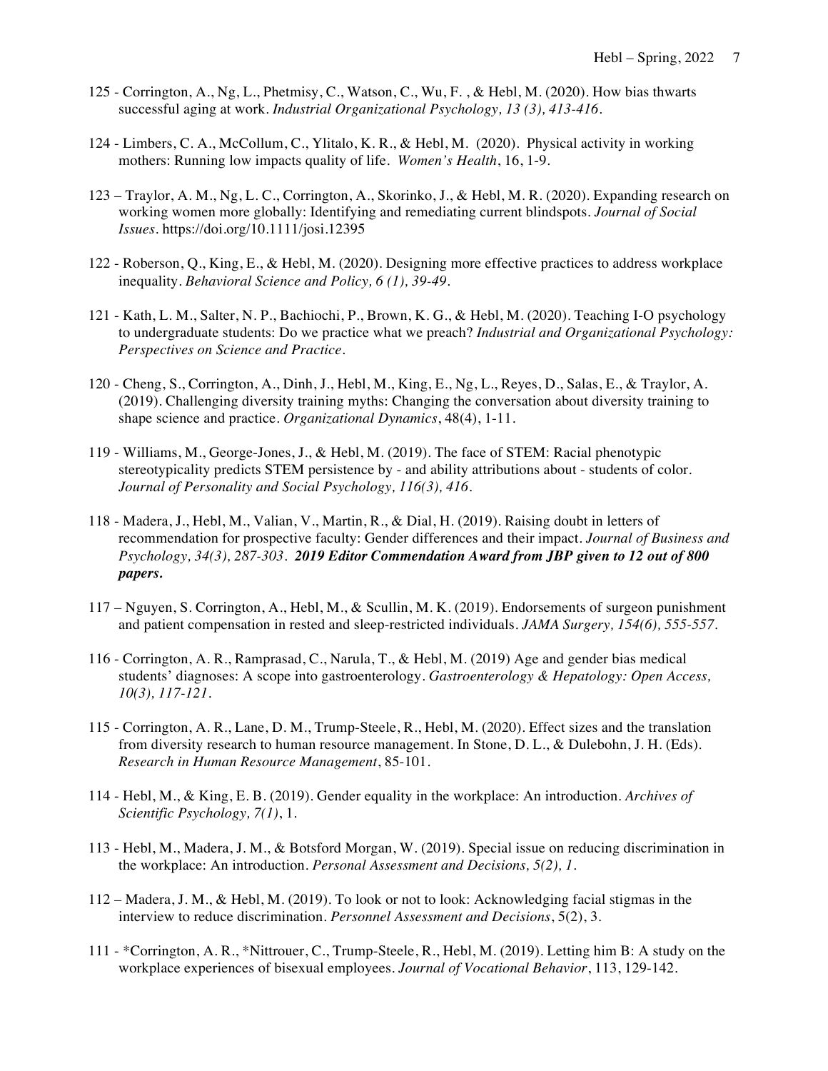125 - Corrington, A., Ng, L., Phetmisy, C., Watson, C., Wu, F. , & Hebl, M. (2020). How bias thwarts successful aging at work. *Industrial Organizational Psychology, 13 (3), 413-416.*

124 - Limbers, C. A., McCollum, C., Ylitalo, K. R., & Hebl, M. (2020). Physical activity in working mothers: Running low impacts quality of life. *Women's Health*, 16, 1-9.

123 – Traylor, A. M., Ng, L. C., Corrington, A., Skorinko, J., & Hebl, M. R. (2020). Expanding research on working women more globally: Identifying and remediating current blindspots. *Journal of Social Issues*. https://doi.org/10.1111/josi.12395

122 - Roberson, Q., King, E., & Hebl, M. (2020). Designing more effective practices to address workplace inequality. *Behavioral Science and Policy, 6 (1), 39-49.*

121 - Kath, L. M., Salter, N. P., Bachiochi, P., Brown, K. G., & Hebl, M. (2020). Teaching I-O psychology to undergraduate students: Do we practice what we preach? *Industrial and Organizational Psychology: Perspectives on Science and Practice.*

120 - Cheng, S., Corrington, A., Dinh, J., Hebl, M., King, E., Ng, L., Reyes, D., Salas, E., & Traylor, A. (2019). Challenging diversity training myths: Changing the conversation about diversity training to shape science and practice. *Organizational Dynamics*, 48(4), 1-11.

119 - Williams, M., George-Jones, J., & Hebl, M. (2019). The face of STEM: Racial phenotypic stereotypicality predicts STEM persistence by - and ability attributions about - students of color. *Journal of Personality and Social Psychology, 116(3), 416.*

118 - Madera, J., Hebl, M., Valian, V., Martin, R., & Dial, H. (2019). Raising doubt in letters of recommendation for prospective faculty: Gender differences and their impact. *Journal of Business and Psychology, 34(3), 287-303*. ***2019 Editor Commendation Award from JBP given to 12 out of 800 papers.***

117 – Nguyen, S. Corrington, A., Hebl, M., & Scullin, M. K. (2019). Endorsements of surgeon punishment and patient compensation in rested and sleep-restricted individuals. *JAMA Surgery, 154(6), 555-557.*

116 - Corrington, A. R., Ramprasad, C., Narula, T., & Hebl, M. (2019) Age and gender bias medical students' diagnoses: A scope into gastroenterology. *Gastroenterology & Hepatology: Open Access, 10(3), 117-121.*

115 - Corrington, A. R., Lane, D. M., Trump-Steele, R., Hebl, M. (2020). Effect sizes and the translation from diversity research to human resource management. In Stone, D. L., & Dulebohn, J. H. (Eds). *Research in Human Resource Management*, 85-101.

114 - Hebl, M., & King, E. B. (2019). Gender equality in the workplace: An introduction. *Archives of Scientific Psychology, 7(1)*, 1.

113 - Hebl, M., Madera, J. M., & Botsford Morgan, W. (2019). Special issue on reducing discrimination in the workplace: An introduction. *Personal Assessment and Decisions, 5(2), 1.*

112 – Madera, J. M., & Hebl, M. (2019). To look or not to look: Acknowledging facial stigmas in the interview to reduce discrimination. *Personnel Assessment and Decisions*, 5(2), 3.

111 - *Corrington, A. R., *Nittrouer, C., Trump-Steele, R., Hebl, M. (2019). Letting him B: A study on the workplace experiences of bisexual employees. *Journal of Vocational Behavior*, 113, 129-142.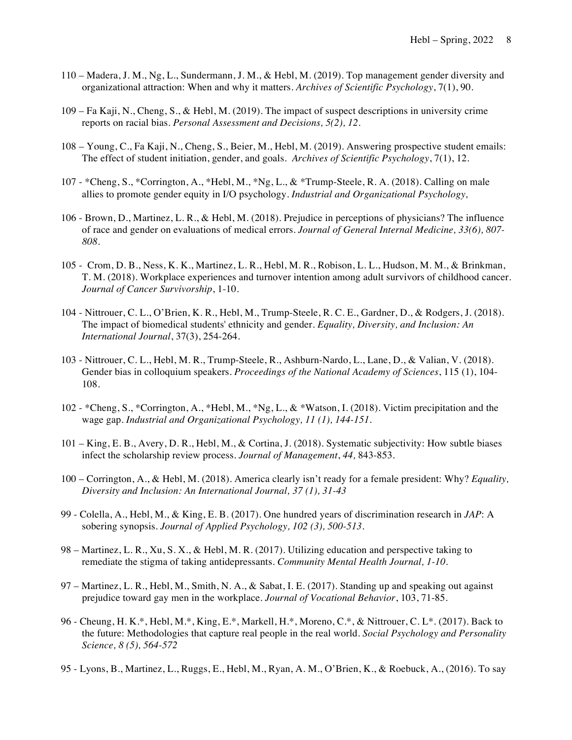110 – Madera, J. M., Ng, L., Sundermann, J. M., & Hebl, M. (2019). Top management gender diversity and organizational attraction: When and why it matters. *Archives of Scientific Psychology*, 7(1), 90.

109 – Fa Kaji, N., Cheng, S., & Hebl, M. (2019). The impact of suspect descriptions in university crime reports on racial bias. *Personal Assessment and Decisions, 5(2), 12.*

108 – Young, C., Fa Kaji, N., Cheng, S., Beier, M., Hebl, M. (2019). Answering prospective student emails: The effect of student initiation, gender, and goals. *Archives of Scientific Psychology*, 7(1), 12.

107 - *Cheng, S., *Corrington, A., *Hebl, M., *Ng, L., & *Trump-Steele, R. A. (2018). Calling on male allies to promote gender equity in I/O psychology. *Industrial and Organizational Psychology,*

106 - Brown, D., Martinez, L. R., & Hebl, M. (2018). Prejudice in perceptions of physicians? The influence of race and gender on evaluations of medical errors. *Journal of General Internal Medicine, 33(6), 807-808.*

105 - Crom, D. B., Ness, K. K., Martinez, L. R., Hebl, M. R., Robison, L. L., Hudson, M. M., & Brinkman, T. M. (2018). Workplace experiences and turnover intention among adult survivors of childhood cancer. *Journal of Cancer Survivorship*, 1-10.

104 - Nittrouer, C. L., O'Brien, K. R., Hebl, M., Trump-Steele, R. C. E., Gardner, D., & Rodgers, J. (2018). The impact of biomedical students' ethnicity and gender. *Equality, Diversity, and Inclusion: An International Journal*, 37(3), 254-264.

103 - Nittrouer, C. L., Hebl, M. R., Trump-Steele, R., Ashburn-Nardo, L., Lane, D., & Valian, V. (2018). Gender bias in colloquium speakers. *Proceedings of the National Academy of Sciences*, 115 (1), 104-108.

102 - *Cheng, S., *Corrington, A., *Hebl, M., *Ng, L., & *Watson, I. (2018). Victim precipitation and the wage gap. *Industrial and Organizational Psychology, 11 (1), 144-151.*

101 – King, E. B., Avery, D. R., Hebl, M., & Cortina, J. (2018). Systematic subjectivity: How subtle biases infect the scholarship review process. *Journal of Management*, *44,* 843-853.

100 – Corrington, A., & Hebl, M. (2018). America clearly isn't ready for a female president: Why? *Equality, Diversity and Inclusion: An International Journal, 37 (1), 31-43*

99 - Colella, A., Hebl, M., & King, E. B. (2017). One hundred years of discrimination research in *JAP*: A sobering synopsis. *Journal of Applied Psychology, 102 (3), 500-513.*

98 – Martinez, L. R., Xu, S. X., & Hebl, M. R. (2017). Utilizing education and perspective taking to remediate the stigma of taking antidepressants. *Community Mental Health Journal, 1-10.*

97 – Martinez, L. R., Hebl, M., Smith, N. A., & Sabat, I. E. (2017). Standing up and speaking out against prejudice toward gay men in the workplace. *Journal of Vocational Behavior*, 103, 71-85.

96 - Cheung, H. K.*, Hebl, M.*, King, E.*, Markell, H.*, Moreno, C.*, & Nittrouer, C. L*. (2017). Back to the future: Methodologies that capture real people in the real world. *Social Psychology and Personality Science, 8 (5), 564-572*

95 - Lyons, B., Martinez, L., Ruggs, E., Hebl, M., Ryan, A. M., O'Brien, K., & Roebuck, A., (2016). To say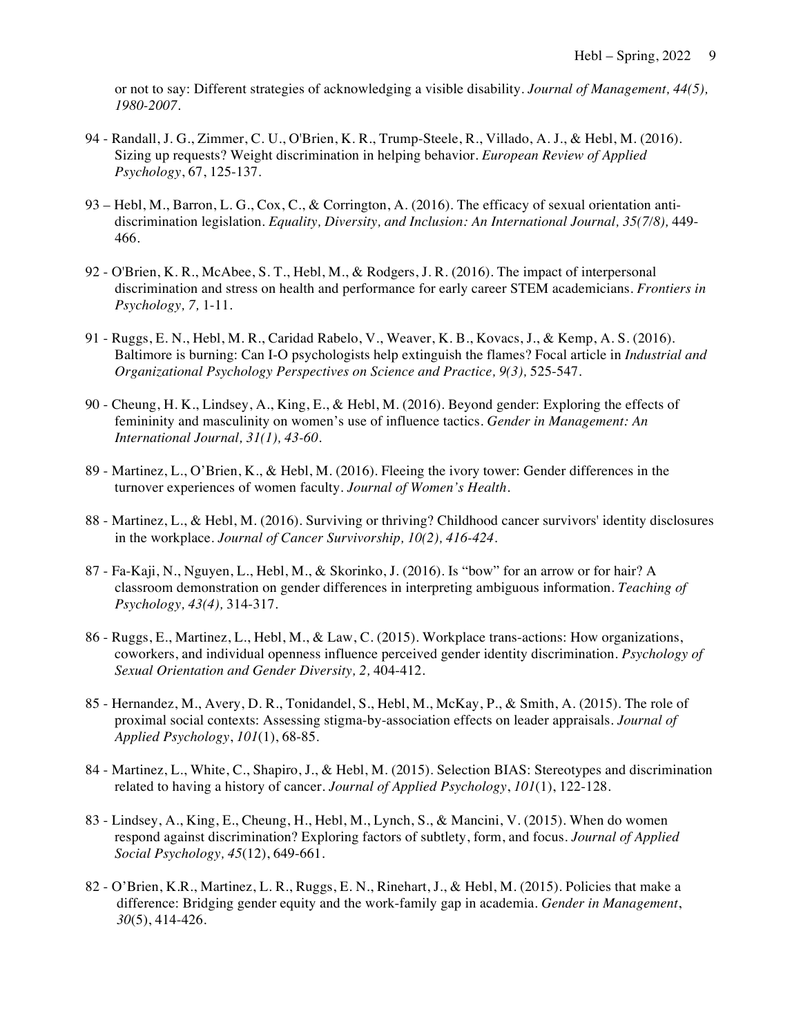or not to say: Different strategies of acknowledging a visible disability. *Journal of Management, 44(5), 1980-2007.*

94 - Randall, J. G., Zimmer, C. U., O'Brien, K. R., Trump-Steele, R., Villado, A. J., & Hebl, M. (2016). Sizing up requests? Weight discrimination in helping behavior. *European Review of Applied Psychology*, 67, 125-137.

93 – Hebl, M., Barron, L. G., Cox, C., & Corrington, A. (2016). The efficacy of sexual orientation anti-discrimination legislation. *Equality, Diversity, and Inclusion: An International Journal, 35(7/8),* 449-466.

92 - O'Brien, K. R., McAbee, S. T., Hebl, M., & Rodgers, J. R. (2016). The impact of interpersonal discrimination and stress on health and performance for early career STEM academicians. *Frontiers in Psychology, 7,* 1-11.

91 - Ruggs, E. N., Hebl, M. R., Caridad Rabelo, V., Weaver, K. B., Kovacs, J., & Kemp, A. S. (2016). Baltimore is burning: Can I-O psychologists help extinguish the flames? Focal article in *Industrial and Organizational Psychology Perspectives on Science and Practice, 9(3),* 525-547.

90 - Cheung, H. K., Lindsey, A., King, E., & Hebl, M. (2016). Beyond gender: Exploring the effects of femininity and masculinity on women's use of influence tactics. *Gender in Management: An International Journal, 31(1), 43-60.*

89 - Martinez, L., O'Brien, K., & Hebl, M. (2016). Fleeing the ivory tower: Gender differences in the turnover experiences of women faculty. *Journal of Women's Health.*

88 - Martinez, L., & Hebl, M. (2016). Surviving or thriving? Childhood cancer survivors' identity disclosures in the workplace. *Journal of Cancer Survivorship, 10(2), 416-424.*

87 - Fa-Kaji, N., Nguyen, L., Hebl, M., & Skorinko, J. (2016). Is "bow" for an arrow or for hair? A classroom demonstration on gender differences in interpreting ambiguous information. *Teaching of Psychology, 43(4),* 314-317.

86 - Ruggs, E., Martinez, L., Hebl, M., & Law, C. (2015). Workplace trans-actions: How organizations, coworkers, and individual openness influence perceived gender identity discrimination. *Psychology of Sexual Orientation and Gender Diversity, 2,* 404-412.

85 - Hernandez, M., Avery, D. R., Tonidandel, S., Hebl, M., McKay, P., & Smith, A. (2015). The role of proximal social contexts: Assessing stigma-by-association effects on leader appraisals. *Journal of Applied Psychology*, *101*(1), 68-85.

84 - Martinez, L., White, C., Shapiro, J., & Hebl, M. (2015). Selection BIAS: Stereotypes and discrimination related to having a history of cancer. *Journal of Applied Psychology*, *101*(1), 122-128.

83 - Lindsey, A., King, E., Cheung, H., Hebl, M., Lynch, S., & Mancini, V. (2015). When do women respond against discrimination? Exploring factors of subtlety, form, and focus. *Journal of Applied Social Psychology, 45*(12), 649-661.

82 - O'Brien, K.R., Martinez, L. R., Ruggs, E. N., Rinehart, J., & Hebl, M. (2015). Policies that make a difference: Bridging gender equity and the work-family gap in academia. *Gender in Management*, *30*(5), 414-426.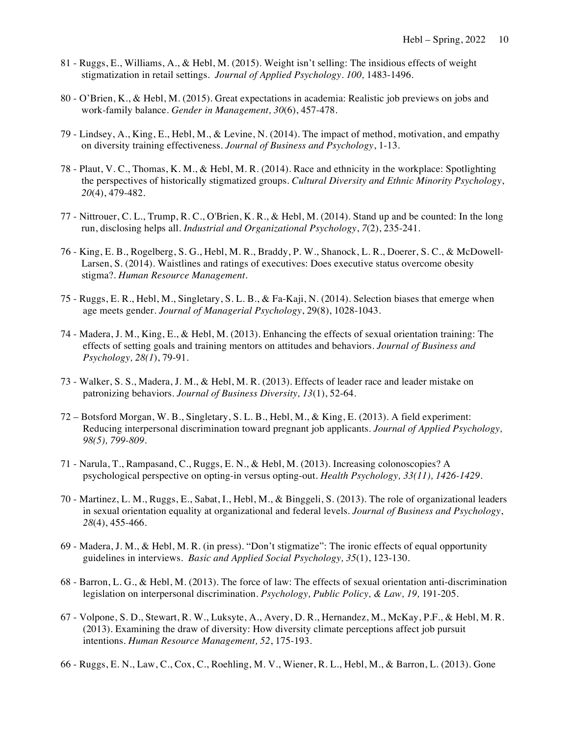81 - Ruggs, E., Williams, A., & Hebl, M. (2015). Weight isn't selling: The insidious effects of weight stigmatization in retail settings. *Journal of Applied Psychology. 100,* 1483-1496.

80 - O'Brien, K., & Hebl, M. (2015). Great expectations in academia: Realistic job previews on jobs and work-family balance. *Gender in Management, 30*(6), 457-478.

79 - Lindsey, A., King, E., Hebl, M., & Levine, N. (2014). The impact of method, motivation, and empathy on diversity training effectiveness. *Journal of Business and Psychology*, 1-13.

78 - Plaut, V. C., Thomas, K. M., & Hebl, M. R. (2014). Race and ethnicity in the workplace: Spotlighting the perspectives of historically stigmatized groups. *Cultural Diversity and Ethnic Minority Psychology*, *20*(4), 479-482.

77 - Nittrouer, C. L., Trump, R. C., O'Brien, K. R., & Hebl, M. (2014). Stand up and be counted: In the long run, disclosing helps all. *Industrial and Organizational Psychology*, *7*(2), 235-241.

76 - King, E. B., Rogelberg, S. G., Hebl, M. R., Braddy, P. W., Shanock, L. R., Doerer, S. C., & McDowell-Larsen, S. (2014). Waistlines and ratings of executives: Does executive status overcome obesity stigma?. *Human Resource Management*.

75 - Ruggs, E. R., Hebl, M., Singletary, S. L. B., & Fa-Kaji, N. (2014). Selection biases that emerge when age meets gender. *Journal of Managerial Psychology*, 29(8), 1028-1043.

74 - Madera, J. M., King, E., & Hebl, M. (2013). Enhancing the effects of sexual orientation training: The effects of setting goals and training mentors on attitudes and behaviors. *Journal of Business and Psychology, 28(1)*, 79-91.

73 - Walker, S. S., Madera, J. M., & Hebl, M. R. (2013). Effects of leader race and leader mistake on patronizing behaviors. *Journal of Business Diversity, 13*(1), 52-64.

72 – Botsford Morgan, W. B., Singletary, S. L. B., Hebl, M., & King, E. (2013). A field experiment: Reducing interpersonal discrimination toward pregnant job applicants. *Journal of Applied Psychology, 98(5), 799-809.*

71 - Narula, T., Rampasand, C., Ruggs, E. N., & Hebl, M. (2013). Increasing colonoscopies? A psychological perspective on opting-in versus opting-out. *Health Psychology, 33(11), 1426-1429.*

70 - Martinez, L. M., Ruggs, E., Sabat, I., Hebl, M., & Binggeli, S. (2013). The role of organizational leaders in sexual orientation equality at organizational and federal levels. *Journal of Business and Psychology*, *28*(4), 455-466.

69 - Madera, J. M., & Hebl, M. R. (in press). "Don't stigmatize": The ironic effects of equal opportunity guidelines in interviews. *Basic and Applied Social Psychology, 35*(1), 123-130.

68 - Barron, L. G., & Hebl, M. (2013). The force of law: The effects of sexual orientation anti-discrimination legislation on interpersonal discrimination. *Psychology, Public Policy, & Law, 19,* 191-205.

67 - Volpone, S. D., Stewart, R. W., Luksyte, A., Avery, D. R., Hernandez, M., McKay, P.F., & Hebl, M. R. (2013). Examining the draw of diversity: How diversity climate perceptions affect job pursuit intentions. *Human Resource Management, 52*, 175-193.

66 - Ruggs, E. N., Law, C., Cox, C., Roehling, M. V., Wiener, R. L., Hebl, M., & Barron, L. (2013). Gone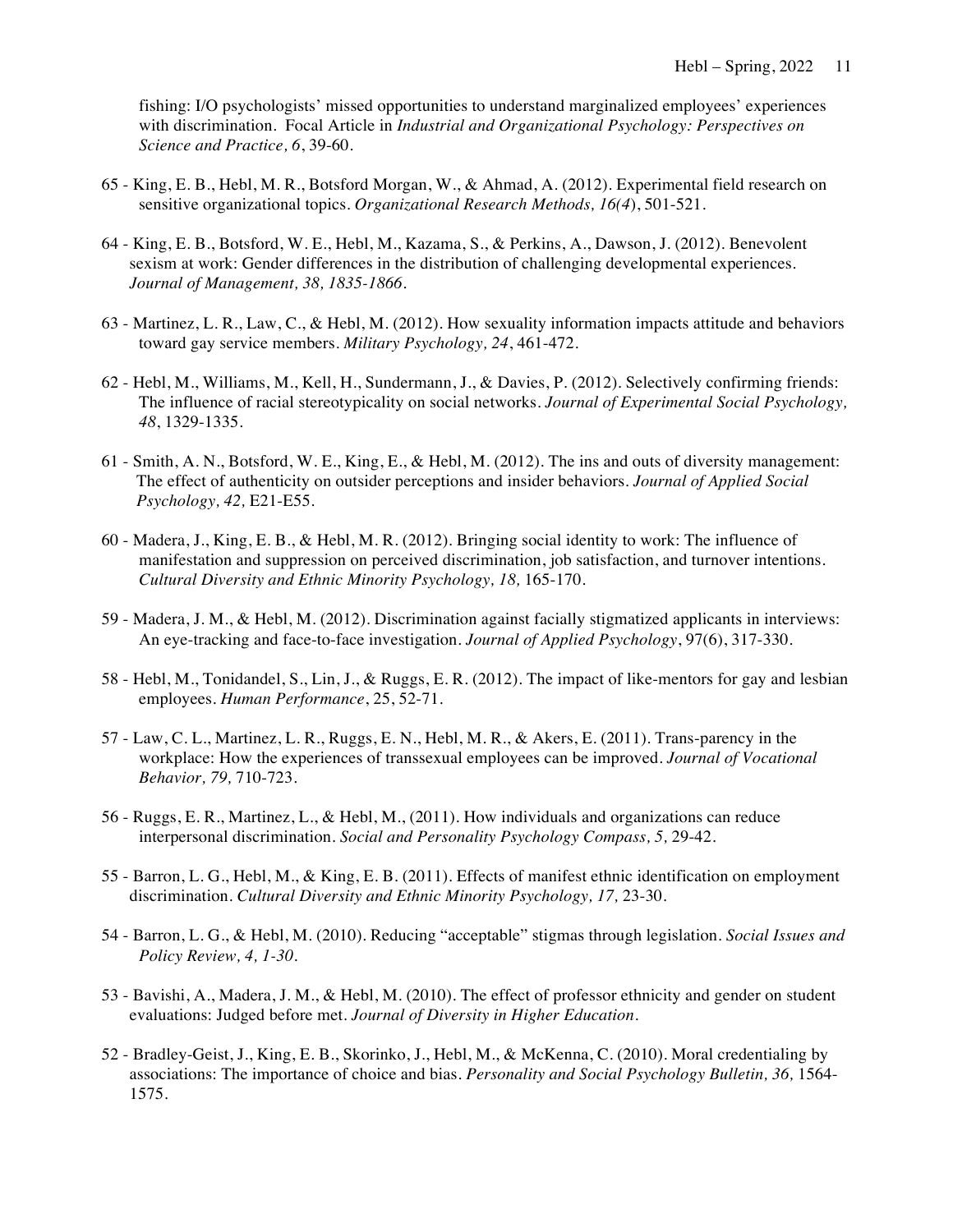fishing: I/O psychologists' missed opportunities to understand marginalized employees' experiences with discrimination. Focal Article in *Industrial and Organizational Psychology: Perspectives on Science and Practice, 6*, 39-60.

65 - King, E. B., Hebl, M. R., Botsford Morgan, W., & Ahmad, A. (2012). Experimental field research on sensitive organizational topics. *Organizational Research Methods, 16(4)*, 501-521.

64 - King, E. B., Botsford, W. E., Hebl, M., Kazama, S., & Perkins, A., Dawson, J. (2012). Benevolent sexism at work: Gender differences in the distribution of challenging developmental experiences. *Journal of Management, 38, 1835-1866.*

63 - Martinez, L. R., Law, C., & Hebl, M. (2012). How sexuality information impacts attitude and behaviors toward gay service members. *Military Psychology, 24*, 461-472.

62 - Hebl, M., Williams, M., Kell, H., Sundermann, J., & Davies, P. (2012). Selectively confirming friends: The influence of racial stereotypicality on social networks. *Journal of Experimental Social Psychology, 48*, 1329-1335.

61 - Smith, A. N., Botsford, W. E., King, E., & Hebl, M. (2012). The ins and outs of diversity management: The effect of authenticity on outsider perceptions and insider behaviors. *Journal of Applied Social Psychology, 42,* E21-E55.

60 - Madera, J., King, E. B., & Hebl, M. R. (2012). Bringing social identity to work: The influence of manifestation and suppression on perceived discrimination, job satisfaction, and turnover intentions. *Cultural Diversity and Ethnic Minority Psychology, 18,* 165-170.

59 - Madera, J. M., & Hebl, M. (2012). Discrimination against facially stigmatized applicants in interviews: An eye-tracking and face-to-face investigation. *Journal of Applied Psychology*, 97(6), 317-330.

58 - Hebl, M., Tonidandel, S., Lin, J., & Ruggs, E. R. (2012). The impact of like-mentors for gay and lesbian employees. *Human Performance*, 25, 52-71.

57 - Law, C. L., Martinez, L. R., Ruggs, E. N., Hebl, M. R., & Akers, E. (2011). Trans-parency in the workplace: How the experiences of transsexual employees can be improved. *Journal of Vocational Behavior, 79,* 710-723.

56 - Ruggs, E. R., Martinez, L., & Hebl, M., (2011). How individuals and organizations can reduce interpersonal discrimination. *Social and Personality Psychology Compass, 5,* 29-42.

55 - Barron, L. G., Hebl, M., & King, E. B. (2011). Effects of manifest ethnic identification on employment discrimination. *Cultural Diversity and Ethnic Minority Psychology, 17,* 23-30.

54 - Barron, L. G., & Hebl, M. (2010). Reducing "acceptable" stigmas through legislation. *Social Issues and Policy Review, 4, 1-30.*

53 - Bavishi, A., Madera, J. M., & Hebl, M. (2010). The effect of professor ethnicity and gender on student evaluations: Judged before met. *Journal of Diversity in Higher Education.*

52 - Bradley-Geist, J., King, E. B., Skorinko, J., Hebl, M., & McKenna, C. (2010). Moral credentialing by associations: The importance of choice and bias. *Personality and Social Psychology Bulletin, 36,* 1564-1575.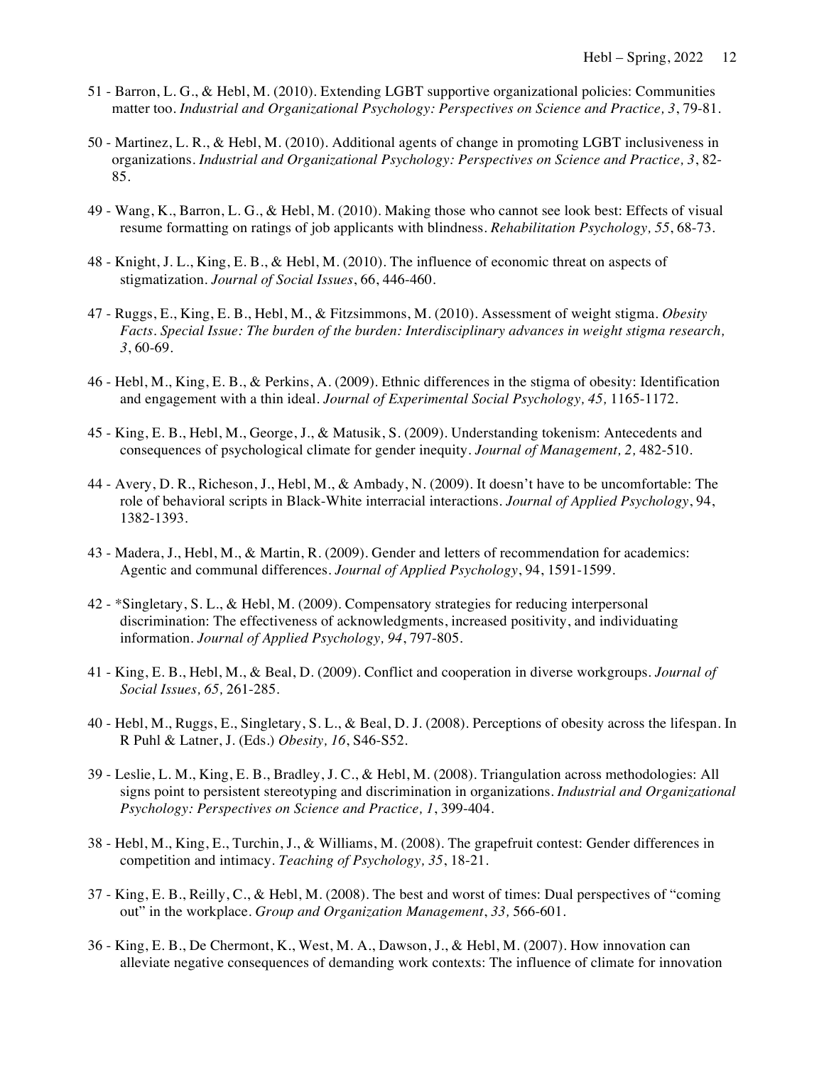51 - Barron, L. G., & Hebl, M. (2010). Extending LGBT supportive organizational policies: Communities matter too. *Industrial and Organizational Psychology: Perspectives on Science and Practice, 3*, 79-81.

50 - Martinez, L. R., & Hebl, M. (2010). Additional agents of change in promoting LGBT inclusiveness in organizations. *Industrial and Organizational Psychology: Perspectives on Science and Practice, 3*, 82-85.

49 - Wang, K., Barron, L. G., & Hebl, M. (2010). Making those who cannot see look best: Effects of visual resume formatting on ratings of job applicants with blindness. *Rehabilitation Psychology, 55*, 68-73.

48 - Knight, J. L., King, E. B., & Hebl, M. (2010). The influence of economic threat on aspects of stigmatization. *Journal of Social Issues*, 66, 446-460.

47 - Ruggs, E., King, E. B., Hebl, M., & Fitzsimmons, M. (2010). Assessment of weight stigma. *Obesity Facts. Special Issue: The burden of the burden: Interdisciplinary advances in weight stigma research, 3*, 60-69.

46 - Hebl, M., King, E. B., & Perkins, A. (2009). Ethnic differences in the stigma of obesity: Identification and engagement with a thin ideal. *Journal of Experimental Social Psychology, 45,* 1165-1172.

45 - King, E. B., Hebl, M., George, J., & Matusik, S. (2009). Understanding tokenism: Antecedents and consequences of psychological climate for gender inequity. *Journal of Management, 2,* 482-510.

44 - Avery, D. R., Richeson, J., Hebl, M., & Ambady, N. (2009). It doesn't have to be uncomfortable: The role of behavioral scripts in Black-White interracial interactions. *Journal of Applied Psychology*, 94, 1382-1393.

43 - Madera, J., Hebl, M., & Martin, R. (2009). Gender and letters of recommendation for academics: Agentic and communal differences. *Journal of Applied Psychology*, 94, 1591-1599.

42 - *Singletary, S. L., & Hebl, M. (2009). Compensatory strategies for reducing interpersonal discrimination: The effectiveness of acknowledgments, increased positivity, and individuating information. *Journal of Applied Psychology, 94*, 797-805.

41 - King, E. B., Hebl, M., & Beal, D. (2009). Conflict and cooperation in diverse workgroups. *Journal of Social Issues, 65,* 261-285.

40 - Hebl, M., Ruggs, E., Singletary, S. L., & Beal, D. J. (2008). Perceptions of obesity across the lifespan. In R Puhl & Latner, J. (Eds.) *Obesity, 16*, S46-S52.

39 - Leslie, L. M., King, E. B., Bradley, J. C., & Hebl, M. (2008). Triangulation across methodologies: All signs point to persistent stereotyping and discrimination in organizations. *Industrial and Organizational Psychology: Perspectives on Science and Practice, 1*, 399-404.

38 - Hebl, M., King, E., Turchin, J., & Williams, M. (2008). The grapefruit contest: Gender differences in competition and intimacy. *Teaching of Psychology, 35*, 18-21.

37 - King, E. B., Reilly, C., & Hebl, M. (2008). The best and worst of times: Dual perspectives of "coming out" in the workplace. *Group and Organization Management*, *33,* 566-601.

36 - King, E. B., De Chermont, K., West, M. A., Dawson, J., & Hebl, M. (2007). How innovation can alleviate negative consequences of demanding work contexts: The influence of climate for innovation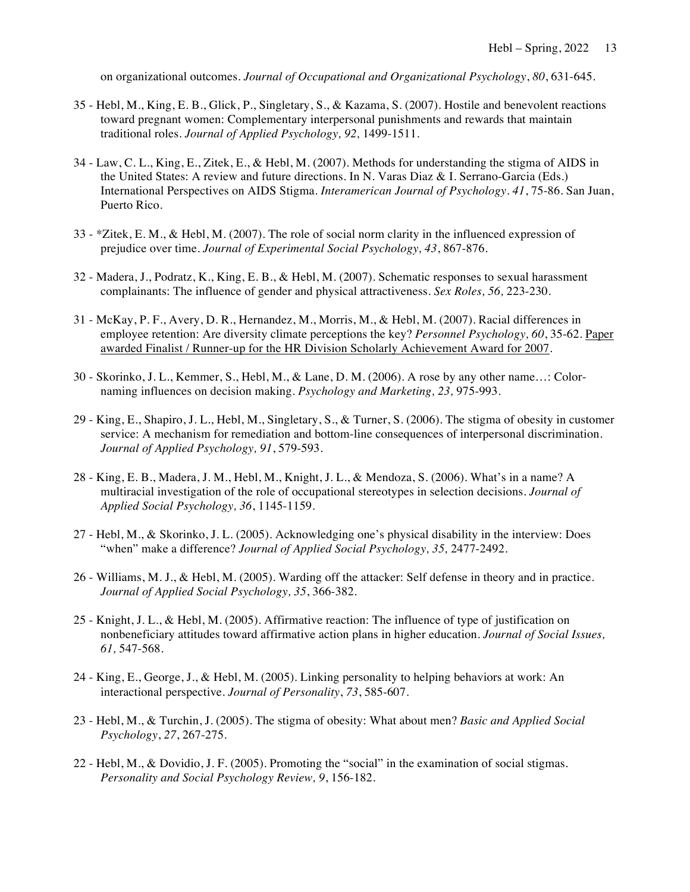on organizational outcomes. *Journal of Occupational and Organizational Psychology*, *80*, 631-645.

35 - Hebl, M., King, E. B., Glick, P., Singletary, S., & Kazama, S. (2007). Hostile and benevolent reactions toward pregnant women: Complementary interpersonal punishments and rewards that maintain traditional roles. *Journal of Applied Psychology, 92,* 1499-1511.

34 - Law, C. L., King, E., Zitek, E., & Hebl, M. (2007). Methods for understanding the stigma of AIDS in the United States: A review and future directions. In N. Varas Diaz & I. Serrano-Garcia (Eds.) International Perspectives on AIDS Stigma. *Interamerican Journal of Psychology*. *41*, 75-86. San Juan, Puerto Rico.

33 - *Zitek, E. M., & Hebl, M. (2007). The role of social norm clarity in the influenced expression of prejudice over time. *Journal of Experimental Social Psychology, 43*, 867-876.

32 - Madera, J., Podratz, K., King, E. B., & Hebl, M. (2007). Schematic responses to sexual harassment complainants: The influence of gender and physical attractiveness. *Sex Roles, 56,* 223-230.

31 - McKay, P. F., Avery, D. R., Hernandez, M., Morris, M., & Hebl, M. (2007). Racial differences in employee retention: Are diversity climate perceptions the key? *Personnel Psychology, 60*, 35-62. Paper awarded Finalist / Runner-up for the HR Division Scholarly Achievement Award for 2007.

30 - Skorinko, J. L., Kemmer, S., Hebl, M., & Lane, D. M. (2006). A rose by any other name…: Color-naming influences on decision making. *Psychology and Marketing, 23,* 975-993.

29 - King, E., Shapiro, J. L., Hebl, M., Singletary, S., & Turner, S. (2006). The stigma of obesity in customer service: A mechanism for remediation and bottom-line consequences of interpersonal discrimination. *Journal of Applied Psychology, 91*, 579-593.

28 - King, E. B., Madera, J. M., Hebl, M., Knight, J. L., & Mendoza, S. (2006). What's in a name? A multiracial investigation of the role of occupational stereotypes in selection decisions. *Journal of Applied Social Psychology, 36*, 1145-1159.

27 - Hebl, M., & Skorinko, J. L. (2005). Acknowledging one's physical disability in the interview: Does "when" make a difference? *Journal of Applied Social Psychology, 35,* 2477-2492.

26 - Williams, M. J., & Hebl, M. (2005). Warding off the attacker: Self defense in theory and in practice. *Journal of Applied Social Psychology, 35*, 366-382.

25 - Knight, J. L., & Hebl, M. (2005). Affirmative reaction: The influence of type of justification on nonbeneficiary attitudes toward affirmative action plans in higher education. *Journal of Social Issues, 61,* 547-568.

24 - King, E., George, J., & Hebl, M. (2005). Linking personality to helping behaviors at work: An interactional perspective. *Journal of Personality*, *73*, 585-607.

23 - Hebl, M., & Turchin, J. (2005). The stigma of obesity: What about men? *Basic and Applied Social Psychology*, *27*, 267-275.

22 - Hebl, M., & Dovidio, J. F. (2005). Promoting the "social" in the examination of social stigmas. *Personality and Social Psychology Review, 9*, 156-182.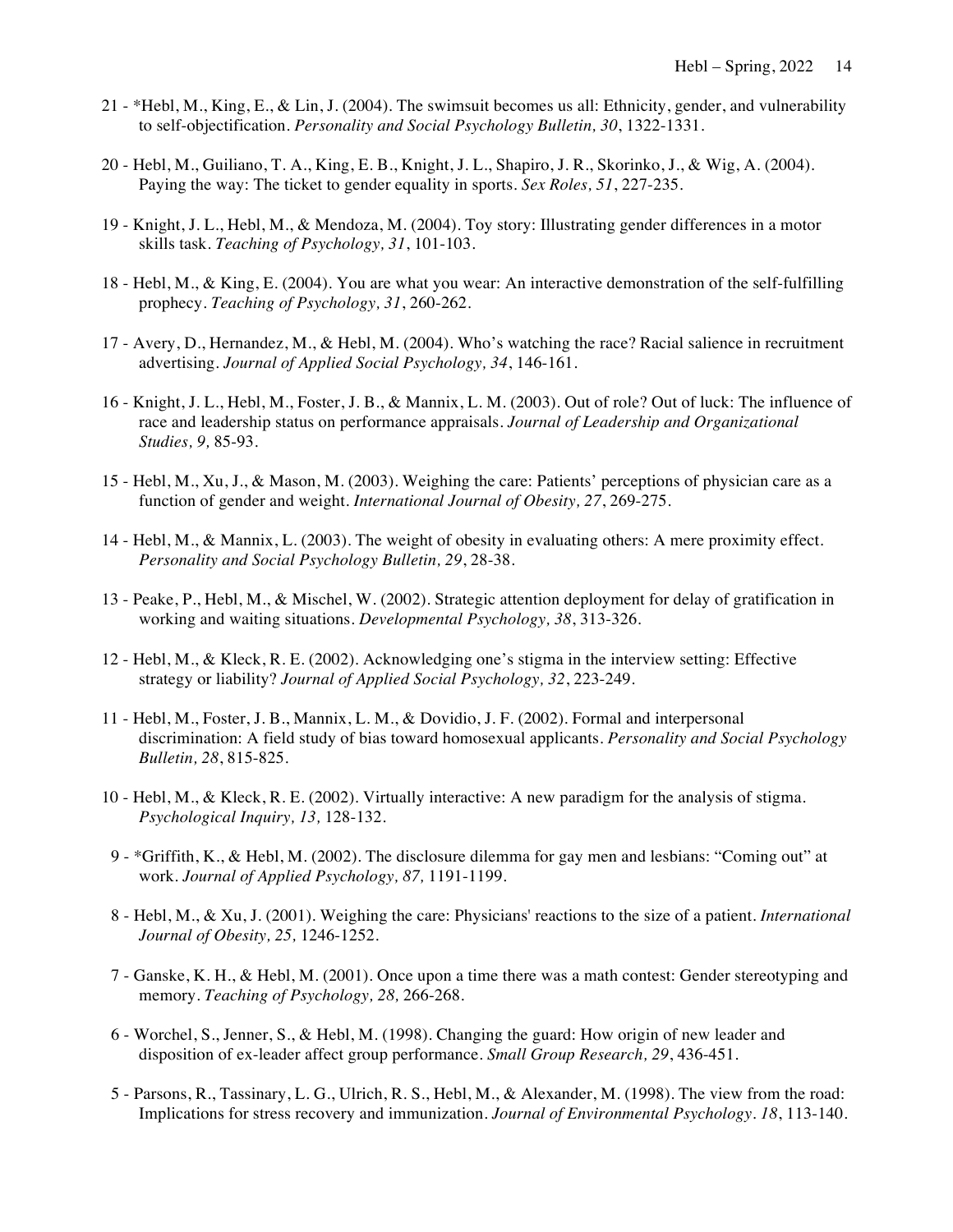21 - *Hebl, M., King, E., & Lin, J. (2004). The swimsuit becomes us all: Ethnicity, gender, and vulnerability to self-objectification. *Personality and Social Psychology Bulletin, 30*, 1322-1331.

20 - Hebl, M., Guiliano, T. A., King, E. B., Knight, J. L., Shapiro, J. R., Skorinko, J., & Wig, A. (2004). Paying the way: The ticket to gender equality in sports. *Sex Roles, 51*, 227-235.

19 - Knight, J. L., Hebl, M., & Mendoza, M. (2004). Toy story: Illustrating gender differences in a motor skills task. *Teaching of Psychology, 31*, 101-103.

18 - Hebl, M., & King, E. (2004). You are what you wear: An interactive demonstration of the self-fulfilling prophecy. *Teaching of Psychology, 31*, 260-262.

17 - Avery, D., Hernandez, M., & Hebl, M. (2004). Who's watching the race? Racial salience in recruitment advertising. *Journal of Applied Social Psychology, 34*, 146-161.

16 - Knight, J. L., Hebl, M., Foster, J. B., & Mannix, L. M. (2003). Out of role? Out of luck: The influence of race and leadership status on performance appraisals. *Journal of Leadership and Organizational Studies, 9,* 85-93.

15 - Hebl, M., Xu, J., & Mason, M. (2003). Weighing the care: Patients' perceptions of physician care as a function of gender and weight. *International Journal of Obesity, 27*, 269-275.

14 - Hebl, M., & Mannix, L. (2003). The weight of obesity in evaluating others: A mere proximity effect. *Personality and Social Psychology Bulletin, 29*, 28-38.

13 - Peake, P., Hebl, M., & Mischel, W. (2002). Strategic attention deployment for delay of gratification in working and waiting situations. *Developmental Psychology, 38*, 313-326.

12 - Hebl, M., & Kleck, R. E. (2002). Acknowledging one's stigma in the interview setting: Effective strategy or liability? *Journal of Applied Social Psychology, 32*, 223-249.

11 - Hebl, M., Foster, J. B., Mannix, L. M., & Dovidio, J. F. (2002). Formal and interpersonal discrimination: A field study of bias toward homosexual applicants. *Personality and Social Psychology Bulletin, 28*, 815-825.

10 - Hebl, M., & Kleck, R. E. (2002). Virtually interactive: A new paradigm for the analysis of stigma. *Psychological Inquiry, 13,* 128-132.

9 - *Griffith, K., & Hebl, M. (2002). The disclosure dilemma for gay men and lesbians: "Coming out" at work. *Journal of Applied Psychology, 87,* 1191-1199.

8 - Hebl, M., & Xu, J. (2001). Weighing the care: Physicians' reactions to the size of a patient. *International Journal of Obesity, 25,* 1246-1252.

7 - Ganske, K. H., & Hebl, M. (2001). Once upon a time there was a math contest: Gender stereotyping and memory. *Teaching of Psychology, 28,* 266-268.

6 - Worchel, S., Jenner, S., & Hebl, M. (1998). Changing the guard: How origin of new leader and disposition of ex-leader affect group performance. *Small Group Research, 29*, 436-451.

5 - Parsons, R., Tassinary, L. G., Ulrich, R. S., Hebl, M., & Alexander, M. (1998). The view from the road: Implications for stress recovery and immunization. *Journal of Environmental Psychology. 18*, 113-140.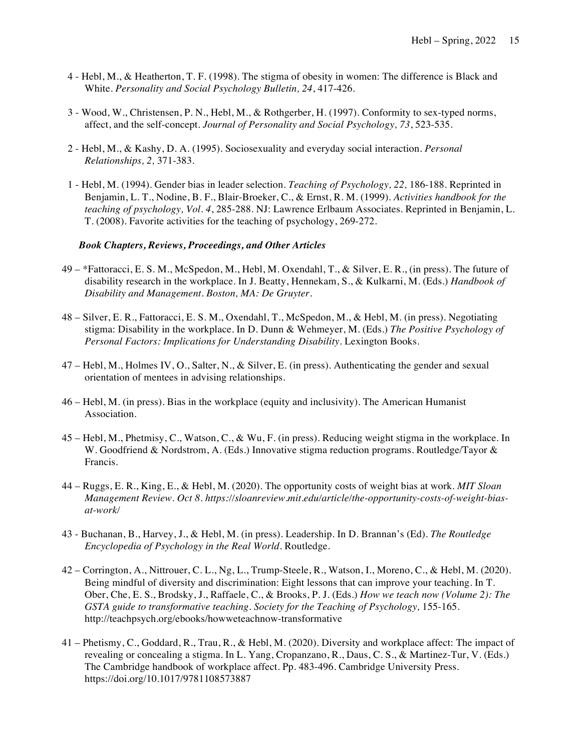4 - Hebl, M., & Heatherton, T. F. (1998). The stigma of obesity in women: The difference is Black and White. *Personality and Social Psychology Bulletin, 24*, 417-426.

3 - Wood, W., Christensen, P. N., Hebl, M., & Rothgerber, H. (1997). Conformity to sex-typed norms, affect, and the self-concept. *Journal of Personality and Social Psychology, 73*, 523-535.

2 - Hebl, M., & Kashy, D. A. (1995). Sociosexuality and everyday social interaction. *Personal Relationships, 2,* 371-383.

1 - Hebl, M. (1994). Gender bias in leader selection. *Teaching of Psychology, 22,* 186-188. Reprinted in Benjamin, L. T., Nodine, B. F., Blair-Broeker, C., & Ernst, R. M. (1999). *Activities handbook for the teaching of psychology, Vol. 4*, 285-288. NJ: Lawrence Erlbaum Associates. Reprinted in Benjamin, L. T. (2008). Favorite activities for the teaching of psychology, 269-272.

***Book Chapters, Reviews, Proceedings, and Other Articles***

49 – *Fattoracci, E. S. M., McSpedon, M., Hebl, M. Oxendahl, T., & Silver, E. R., (in press). The future of disability research in the workplace. In J. Beatty, Hennekam, S., & Kulkarni, M. (Eds.) *Handbook of Disability and Management. Boston, MA: De Gruyter.*

48 – Silver, E. R., Fattoracci, E. S. M., Oxendahl, T., McSpedon, M., & Hebl, M. (in press). Negotiating stigma: Disability in the workplace. In D. Dunn & Wehmeyer, M. (Eds.) *The Positive Psychology of Personal Factors: Implications for Understanding Disability*. Lexington Books.

47 – Hebl, M., Holmes IV, O., Salter, N., & Silver, E. (in press). Authenticating the gender and sexual orientation of mentees in advising relationships.

46 – Hebl, M. (in press). Bias in the workplace (equity and inclusivity). The American Humanist Association.

45 – Hebl, M., Phetmisy, C., Watson, C., & Wu, F. (in press). Reducing weight stigma in the workplace. In W. Goodfriend & Nordstrom, A. (Eds.) Innovative stigma reduction programs. Routledge/Tayor & Francis.

44 – Ruggs, E. R., King, E., & Hebl, M. (2020). The opportunity costs of weight bias at work. *MIT Sloan Management Review. Oct 8. https://sloanreview.mit.edu/article/the-opportunity-costs-of-weight-bias-at-work/*

43 - Buchanan, B., Harvey, J., & Hebl, M. (in press). Leadership. In D. Brannan's (Ed). *The Routledge Encyclopedia of Psychology in the Real World*. Routledge.

42 – Corrington, A., Nittrouer, C. L., Ng, L., Trump-Steele, R., Watson, I., Moreno, C., & Hebl, M. (2020). Being mindful of diversity and discrimination: Eight lessons that can improve your teaching. In T. Ober, Che, E. S., Brodsky, J., Raffaele, C., & Brooks, P. J. (Eds.) *How we teach now (Volume 2): The GSTA guide to transformative teaching. Society for the Teaching of Psychology,* 155-165. http://teachpsych.org/ebooks/howweteachnow-transformative

41 – Phetismy, C., Goddard, R., Trau, R., & Hebl, M. (2020). Diversity and workplace affect: The impact of revealing or concealing a stigma. In L. Yang, Cropanzano, R., Daus, C. S., & Martinez-Tur, V. (Eds.) The Cambridge handbook of workplace affect. Pp. 483-496. Cambridge University Press. https://doi.org/10.1017/9781108573887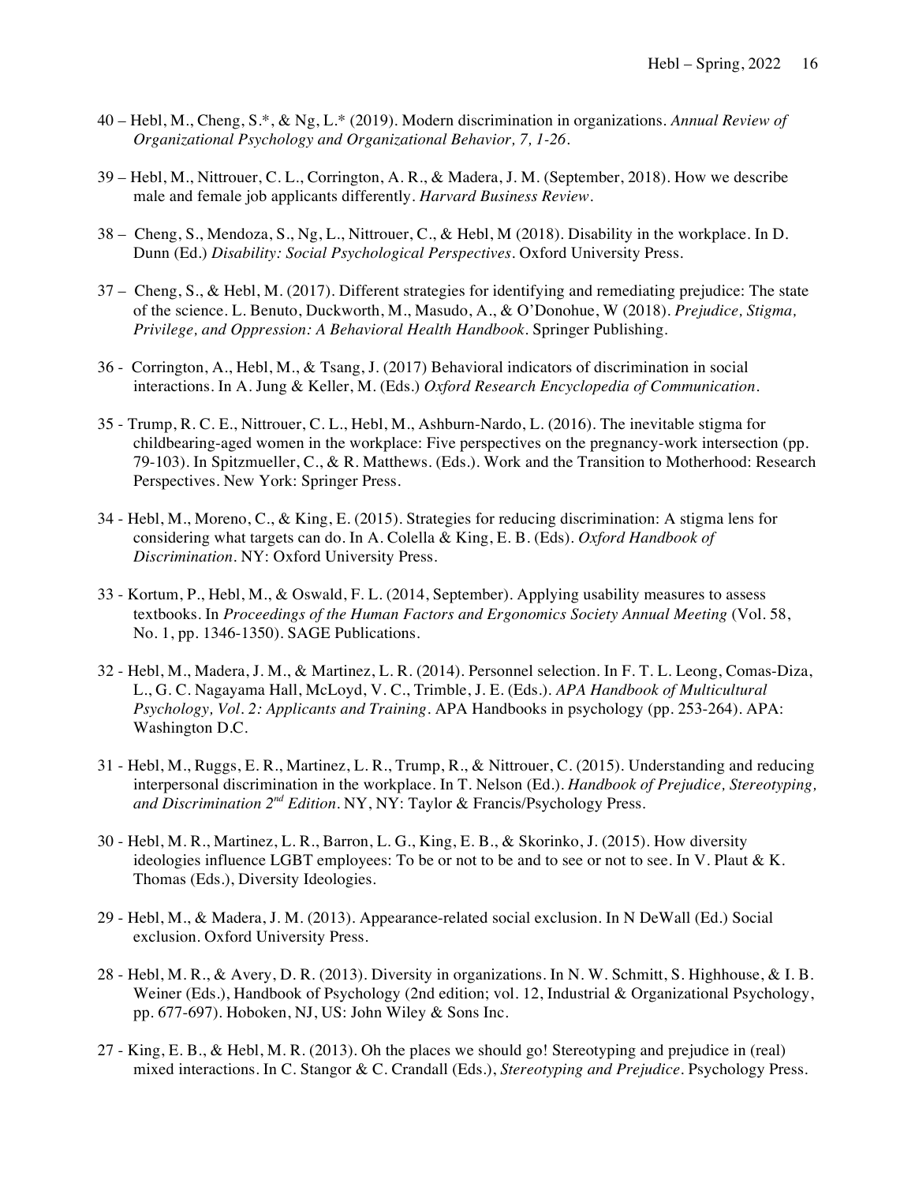40 – Hebl, M., Cheng, S.*, & Ng, L.* (2019). Modern discrimination in organizations. *Annual Review of Organizational Psychology and Organizational Behavior, 7, 1-26.*

39 – Hebl, M., Nittrouer, C. L., Corrington, A. R., & Madera, J. M. (September, 2018). How we describe male and female job applicants differently. *Harvard Business Review*.

38 – Cheng, S., Mendoza, S., Ng, L., Nittrouer, C., & Hebl, M (2018). Disability in the workplace. In D. Dunn (Ed.) *Disability: Social Psychological Perspectives*. Oxford University Press.

37 – Cheng, S., & Hebl, M. (2017). Different strategies for identifying and remediating prejudice: The state of the science. L. Benuto, Duckworth, M., Masudo, A., & O'Donohue, W (2018). *Prejudice, Stigma, Privilege, and Oppression: A Behavioral Health Handbook*. Springer Publishing.

36 - Corrington, A., Hebl, M., & Tsang, J. (2017) Behavioral indicators of discrimination in social interactions. In A. Jung & Keller, M. (Eds.) *Oxford Research Encyclopedia of Communication*.

35 - Trump, R. C. E., Nittrouer, C. L., Hebl, M., Ashburn-Nardo, L. (2016). The inevitable stigma for childbearing-aged women in the workplace: Five perspectives on the pregnancy-work intersection (pp. 79-103). In Spitzmueller, C., & R. Matthews. (Eds.). Work and the Transition to Motherhood: Research Perspectives. New York: Springer Press.

34 - Hebl, M., Moreno, C., & King, E. (2015). Strategies for reducing discrimination: A stigma lens for considering what targets can do. In A. Colella & King, E. B. (Eds). *Oxford Handbook of Discrimination*. NY: Oxford University Press.

33 - Kortum, P., Hebl, M., & Oswald, F. L. (2014, September). Applying usability measures to assess textbooks. In *Proceedings of the Human Factors and Ergonomics Society Annual Meeting* (Vol. 58, No. 1, pp. 1346-1350). SAGE Publications.

32 - Hebl, M., Madera, J. M., & Martinez, L. R. (2014). Personnel selection. In F. T. L. Leong, Comas-Diza, L., G. C. Nagayama Hall, McLoyd, V. C., Trimble, J. E. (Eds.). *APA Handbook of Multicultural Psychology, Vol. 2: Applicants and Training*. APA Handbooks in psychology (pp. 253-264). APA: Washington D.C.

31 - Hebl, M., Ruggs, E. R., Martinez, L. R., Trump, R., & Nittrouer, C. (2015). Understanding and reducing interpersonal discrimination in the workplace. In T. Nelson (Ed.). *Handbook of Prejudice, Stereotyping, and Discrimination 2nd Edition*. NY, NY: Taylor & Francis/Psychology Press.

30 - Hebl, M. R., Martinez, L. R., Barron, L. G., King, E. B., & Skorinko, J. (2015). How diversity ideologies influence LGBT employees: To be or not to be and to see or not to see. In V. Plaut & K. Thomas (Eds.), Diversity Ideologies.

29 - Hebl, M., & Madera, J. M. (2013). Appearance-related social exclusion. In N DeWall (Ed.) Social exclusion. Oxford University Press.

28 - Hebl, M. R., & Avery, D. R. (2013). Diversity in organizations. In N. W. Schmitt, S. Highhouse, & I. B. Weiner (Eds.), Handbook of Psychology (2nd edition; vol. 12, Industrial & Organizational Psychology, pp. 677-697). Hoboken, NJ, US: John Wiley & Sons Inc.

27 - King, E. B., & Hebl, M. R. (2013). Oh the places we should go! Stereotyping and prejudice in (real) mixed interactions. In C. Stangor & C. Crandall (Eds.), *Stereotyping and Prejudice*. Psychology Press.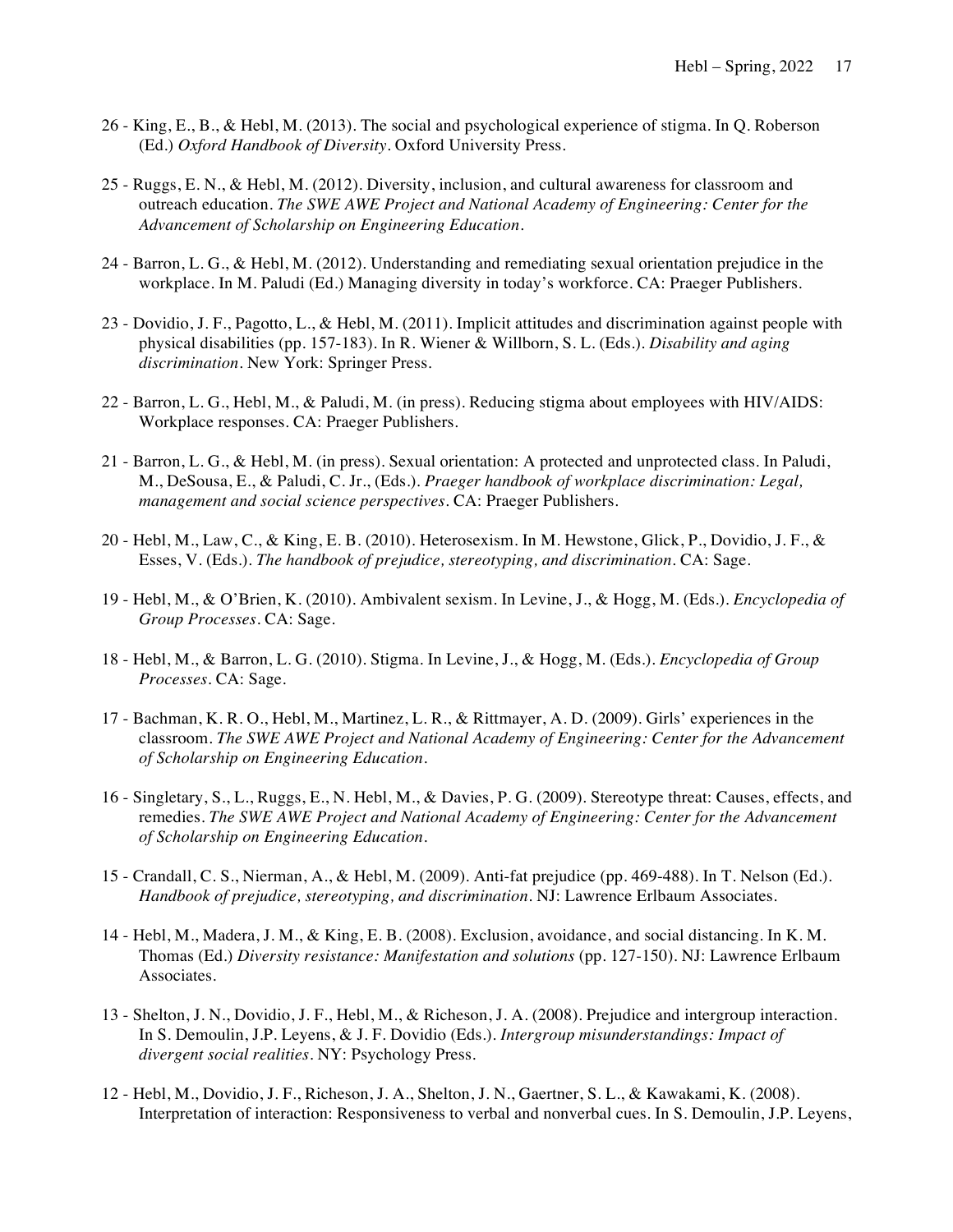26 - King, E., B., & Hebl, M. (2013). The social and psychological experience of stigma. In Q. Roberson (Ed.) *Oxford Handbook of Diversity*. Oxford University Press.

25 - Ruggs, E. N., & Hebl, M. (2012). Diversity, inclusion, and cultural awareness for classroom and outreach education. *The SWE AWE Project and National Academy of Engineering: Center for the Advancement of Scholarship on Engineering Education*.

24 - Barron, L. G., & Hebl, M. (2012). Understanding and remediating sexual orientation prejudice in the workplace. In M. Paludi (Ed.) Managing diversity in today's workforce. CA: Praeger Publishers.

23 - Dovidio, J. F., Pagotto, L., & Hebl, M. (2011). Implicit attitudes and discrimination against people with physical disabilities (pp. 157-183). In R. Wiener & Willborn, S. L. (Eds.). *Disability and aging discrimination*. New York: Springer Press.

22 - Barron, L. G., Hebl, M., & Paludi, M. (in press). Reducing stigma about employees with HIV/AIDS: Workplace responses. CA: Praeger Publishers.

21 - Barron, L. G., & Hebl, M. (in press). Sexual orientation: A protected and unprotected class. In Paludi, M., DeSousa, E., & Paludi, C. Jr., (Eds.). *Praeger handbook of workplace discrimination: Legal, management and social science perspectives*. CA: Praeger Publishers.

20 - Hebl, M., Law, C., & King, E. B. (2010). Heterosexism. In M. Hewstone, Glick, P., Dovidio, J. F., & Esses, V. (Eds.). *The handbook of prejudice, stereotyping, and discrimination*. CA: Sage.

19 - Hebl, M., & O'Brien, K. (2010). Ambivalent sexism. In Levine, J., & Hogg, M. (Eds.). *Encyclopedia of Group Processes*. CA: Sage.

18 - Hebl, M., & Barron, L. G. (2010). Stigma. In Levine, J., & Hogg, M. (Eds.). *Encyclopedia of Group Processes*. CA: Sage.

17 - Bachman, K. R. O., Hebl, M., Martinez, L. R., & Rittmayer, A. D. (2009). Girls' experiences in the classroom. *The SWE AWE Project and National Academy of Engineering: Center for the Advancement of Scholarship on Engineering Education*.

16 - Singletary, S., L., Ruggs, E., N. Hebl, M., & Davies, P. G. (2009). Stereotype threat: Causes, effects, and remedies. *The SWE AWE Project and National Academy of Engineering: Center for the Advancement of Scholarship on Engineering Education*.

15 - Crandall, C. S., Nierman, A., & Hebl, M. (2009). Anti-fat prejudice (pp. 469-488). In T. Nelson (Ed.). *Handbook of prejudice, stereotyping, and discrimination*. NJ: Lawrence Erlbaum Associates.

14 - Hebl, M., Madera, J. M., & King, E. B. (2008). Exclusion, avoidance, and social distancing. In K. M. Thomas (Ed.) *Diversity resistance: Manifestation and solutions* (pp. 127-150). NJ: Lawrence Erlbaum Associates.

13 - Shelton, J. N., Dovidio, J. F., Hebl, M., & Richeson, J. A. (2008). Prejudice and intergroup interaction. In S. Demoulin, J.P. Leyens, & J. F. Dovidio (Eds.). *Intergroup misunderstandings: Impact of divergent social realities*. NY: Psychology Press.

12 - Hebl, M., Dovidio, J. F., Richeson, J. A., Shelton, J. N., Gaertner, S. L., & Kawakami, K. (2008). Interpretation of interaction: Responsiveness to verbal and nonverbal cues. In S. Demoulin, J.P. Leyens,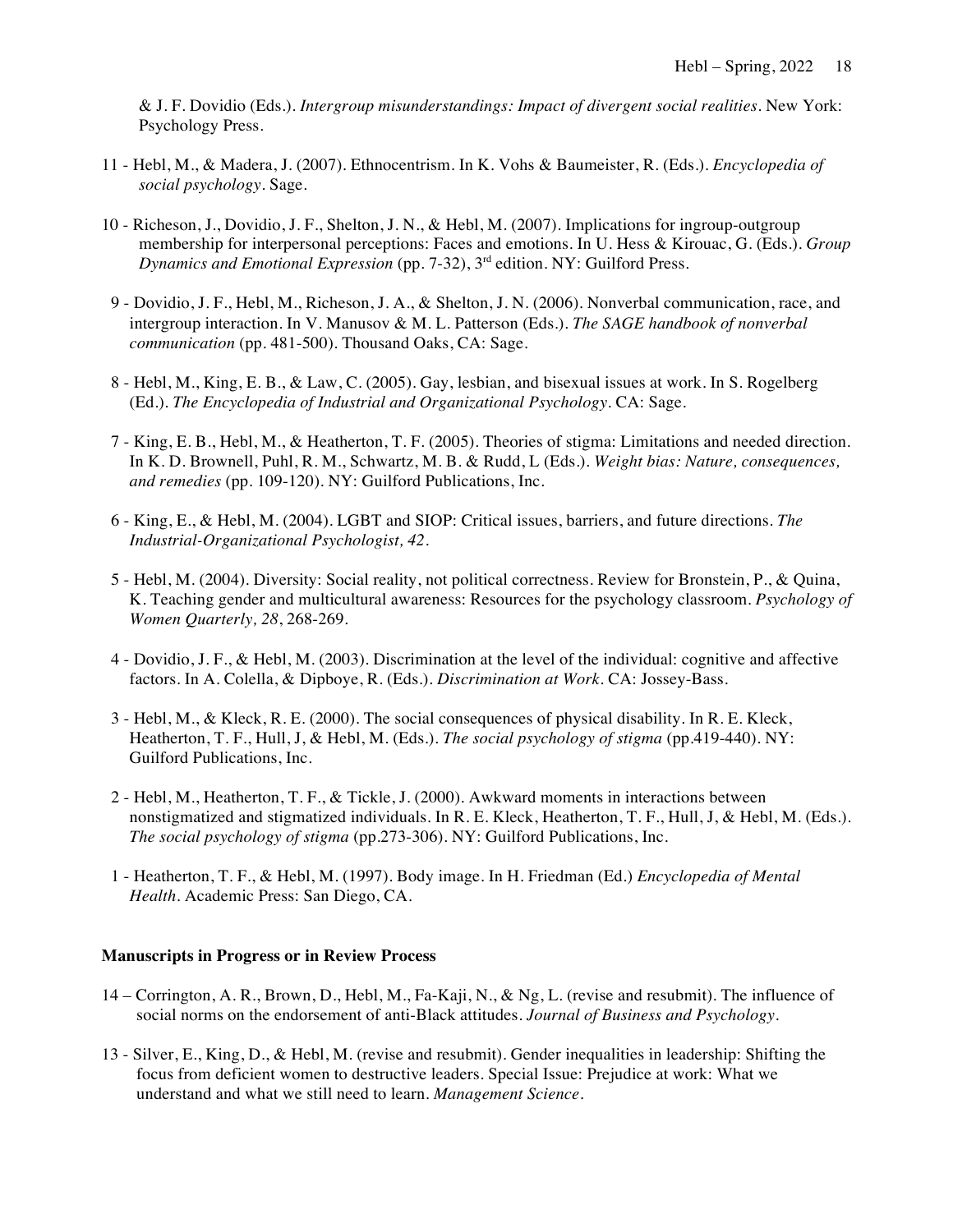& J. F. Dovidio (Eds.). *Intergroup misunderstandings: Impact of divergent social realities*. New York: Psychology Press.

11 - Hebl, M., & Madera, J. (2007). Ethnocentrism. In K. Vohs & Baumeister, R. (Eds.). *Encyclopedia of social psychology*. Sage.

10 - Richeson, J., Dovidio, J. F., Shelton, J. N., & Hebl, M. (2007). Implications for ingroup-outgroup membership for interpersonal perceptions: Faces and emotions. In U. Hess & Kirouac, G. (Eds.). *Group Dynamics and Emotional Expression* (pp. 7-32), 3rd edition. NY: Guilford Press.

9 - Dovidio, J. F., Hebl, M., Richeson, J. A., & Shelton, J. N. (2006). Nonverbal communication, race, and intergroup interaction. In V. Manusov & M. L. Patterson (Eds.). *The SAGE handbook of nonverbal communication* (pp. 481-500). Thousand Oaks, CA: Sage.

8 - Hebl, M., King, E. B., & Law, C. (2005). Gay, lesbian, and bisexual issues at work. In S. Rogelberg (Ed.). *The Encyclopedia of Industrial and Organizational Psychology*. CA: Sage.

7 - King, E. B., Hebl, M., & Heatherton, T. F. (2005). Theories of stigma: Limitations and needed direction. In K. D. Brownell, Puhl, R. M., Schwartz, M. B. & Rudd, L (Eds.). *Weight bias: Nature, consequences, and remedies* (pp. 109-120). NY: Guilford Publications, Inc.

6 - King, E., & Hebl, M. (2004). LGBT and SIOP: Critical issues, barriers, and future directions. *The Industrial-Organizational Psychologist, 42*.

5 - Hebl, M. (2004). Diversity: Social reality, not political correctness. Review for Bronstein, P., & Quina, K. Teaching gender and multicultural awareness: Resources for the psychology classroom. *Psychology of Women Quarterly, 28*, 268-269.

4 - Dovidio, J. F., & Hebl, M. (2003). Discrimination at the level of the individual: cognitive and affective factors. In A. Colella, & Dipboye, R. (Eds.). *Discrimination at Work*. CA: Jossey-Bass.

3 - Hebl, M., & Kleck, R. E. (2000). The social consequences of physical disability. In R. E. Kleck, Heatherton, T. F., Hull, J, & Hebl, M. (Eds.). *The social psychology of stigma* (pp.419-440). NY: Guilford Publications, Inc.

2 - Hebl, M., Heatherton, T. F., & Tickle, J. (2000). Awkward moments in interactions between nonstigmatized and stigmatized individuals. In R. E. Kleck, Heatherton, T. F., Hull, J, & Hebl, M. (Eds.). *The social psychology of stigma* (pp.273-306). NY: Guilford Publications, Inc.

1 - Heatherton, T. F., & Hebl, M. (1997). Body image. In H. Friedman (Ed.) *Encyclopedia of Mental Health*. Academic Press: San Diego, CA.

**Manuscripts in Progress or in Review Process**

14 – Corrington, A. R., Brown, D., Hebl, M., Fa-Kaji, N., & Ng, L. (revise and resubmit). The influence of social norms on the endorsement of anti-Black attitudes. *Journal of Business and Psychology*.

13 - Silver, E., King, D., & Hebl, M. (revise and resubmit). Gender inequalities in leadership: Shifting the focus from deficient women to destructive leaders. Special Issue: Prejudice at work: What we understand and what we still need to learn. *Management Science*.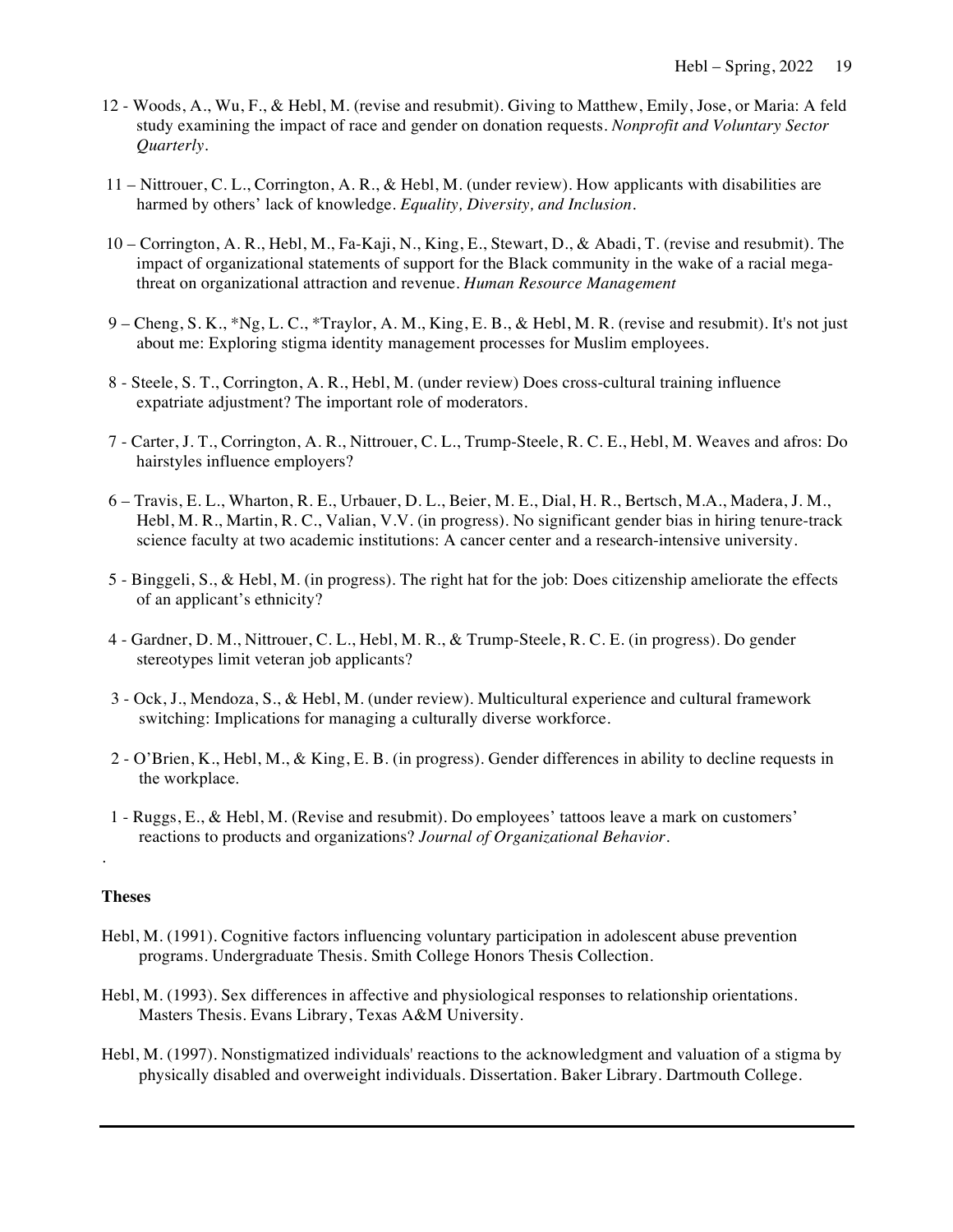12 - Woods, A., Wu, F., & Hebl, M. (revise and resubmit). Giving to Matthew, Emily, Jose, or Maria: A feld study examining the impact of race and gender on donation requests. *Nonprofit and Voluntary Sector Quarterly*.

11 – Nittrouer, C. L., Corrington, A. R., & Hebl, M. (under review). How applicants with disabilities are harmed by others' lack of knowledge. *Equality, Diversity, and Inclusion*.

10 – Corrington, A. R., Hebl, M., Fa-Kaji, N., King, E., Stewart, D., & Abadi, T. (revise and resubmit). The impact of organizational statements of support for the Black community in the wake of a racial mega-threat on organizational attraction and revenue. *Human Resource Management*

9 – Cheng, S. K., *Ng, L. C., *Traylor, A. M., King, E. B., & Hebl, M. R. (revise and resubmit). It's not just about me: Exploring stigma identity management processes for Muslim employees.

8 - Steele, S. T., Corrington, A. R., Hebl, M. (under review) Does cross-cultural training influence expatriate adjustment? The important role of moderators.

7 - Carter, J. T., Corrington, A. R., Nittrouer, C. L., Trump-Steele, R. C. E., Hebl, M. Weaves and afros: Do hairstyles influence employers?

6 – Travis, E. L., Wharton, R. E., Urbauer, D. L., Beier, M. E., Dial, H. R., Bertsch, M.A., Madera, J. M., Hebl, M. R., Martin, R. C., Valian, V.V. (in progress). No significant gender bias in hiring tenure-track science faculty at two academic institutions: A cancer center and a research-intensive university.

5 - Binggeli, S., & Hebl, M. (in progress). The right hat for the job: Does citizenship ameliorate the effects of an applicant's ethnicity?

4 - Gardner, D. M., Nittrouer, C. L., Hebl, M. R., & Trump-Steele, R. C. E. (in progress). Do gender stereotypes limit veteran job applicants?

3 - Ock, J., Mendoza, S., & Hebl, M. (under review). Multicultural experience and cultural framework switching: Implications for managing a culturally diverse workforce.

2 - O'Brien, K., Hebl, M., & King, E. B. (in progress). Gender differences in ability to decline requests in the workplace.

1 - Ruggs, E., & Hebl, M. (Revise and resubmit). Do employees' tattoos leave a mark on customers' reactions to products and organizations? *Journal of Organizational Behavior*.

.

**Theses**

Hebl, M. (1991). Cognitive factors influencing voluntary participation in adolescent abuse prevention programs. Undergraduate Thesis. Smith College Honors Thesis Collection.

Hebl, M. (1993). Sex differences in affective and physiological responses to relationship orientations. Masters Thesis. Evans Library, Texas A&M University.

Hebl, M. (1997). Nonstigmatized individuals' reactions to the acknowledgment and valuation of a stigma by physically disabled and overweight individuals. Dissertation. Baker Library. Dartmouth College.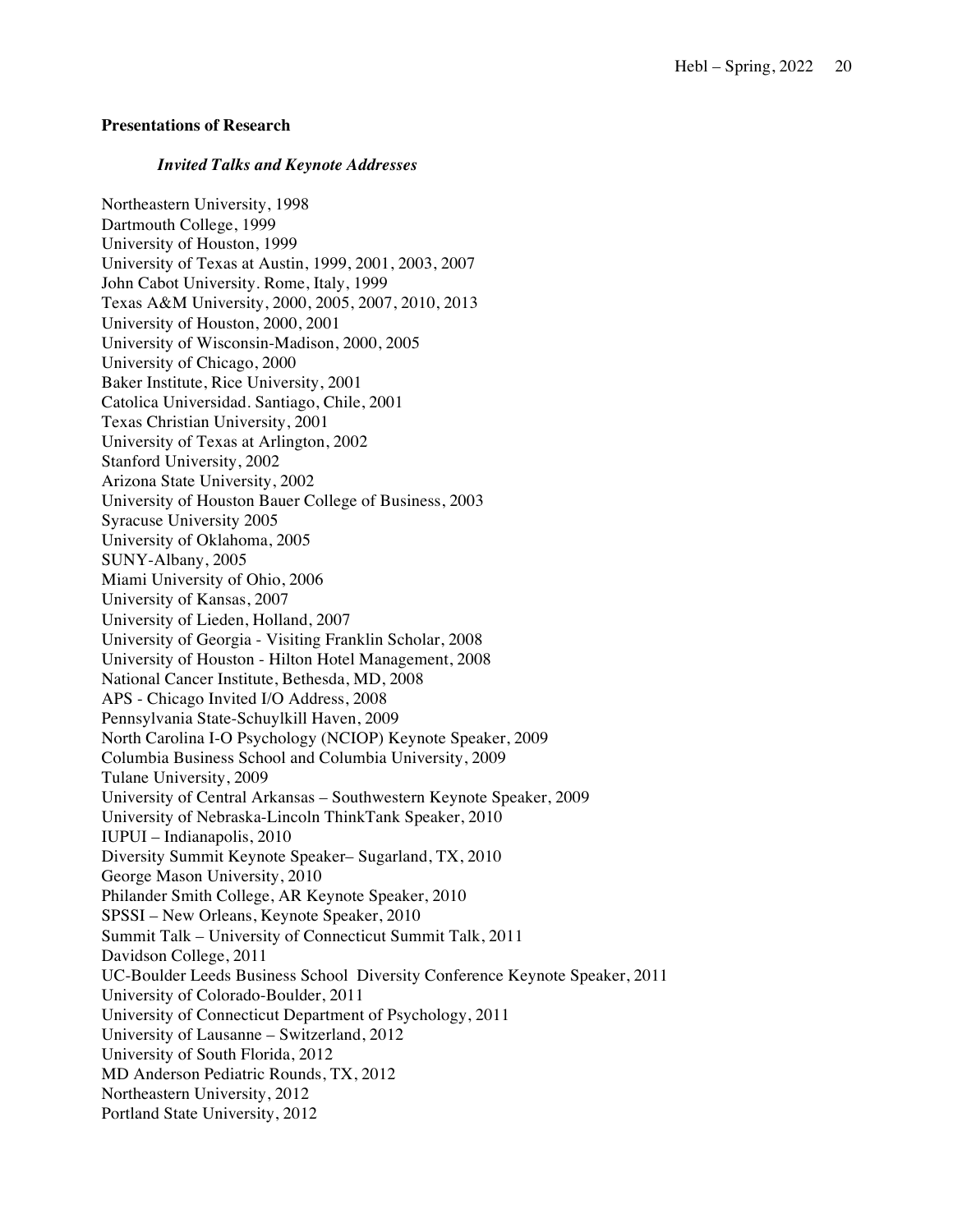**Presentations of Research**

***Invited Talks and Keynote Addresses***

Northeastern University, 1998
Dartmouth College, 1999
University of Houston, 1999
University of Texas at Austin, 1999, 2001, 2003, 2007
John Cabot University. Rome, Italy, 1999
Texas A&M University, 2000, 2005, 2007, 2010, 2013
University of Houston, 2000, 2001
University of Wisconsin-Madison, 2000, 2005
University of Chicago, 2000
Baker Institute, Rice University, 2001
Catolica Universidad. Santiago, Chile, 2001
Texas Christian University, 2001
University of Texas at Arlington, 2002
Stanford University, 2002
Arizona State University, 2002
University of Houston Bauer College of Business, 2003
Syracuse University 2005
University of Oklahoma, 2005
SUNY-Albany, 2005
Miami University of Ohio, 2006
University of Kansas, 2007
University of Lieden, Holland, 2007
University of Georgia - Visiting Franklin Scholar, 2008
University of Houston - Hilton Hotel Management, 2008
National Cancer Institute, Bethesda, MD, 2008
APS - Chicago Invited I/O Address, 2008
Pennsylvania State-Schuylkill Haven, 2009
North Carolina I-O Psychology (NCIOP) Keynote Speaker, 2009
Columbia Business School and Columbia University, 2009
Tulane University, 2009
University of Central Arkansas – Southwestern Keynote Speaker, 2009
University of Nebraska-Lincoln ThinkTank Speaker, 2010
IUPUI – Indianapolis, 2010
Diversity Summit Keynote Speaker– Sugarland, TX, 2010
George Mason University, 2010
Philander Smith College, AR Keynote Speaker, 2010
SPSSI – New Orleans, Keynote Speaker, 2010
Summit Talk – University of Connecticut Summit Talk, 2011
Davidson College, 2011
UC-Boulder Leeds Business School Diversity Conference Keynote Speaker, 2011
University of Colorado-Boulder, 2011
University of Connecticut Department of Psychology, 2011
University of Lausanne – Switzerland, 2012
University of South Florida, 2012
MD Anderson Pediatric Rounds, TX, 2012
Northeastern University, 2012
Portland State University, 2012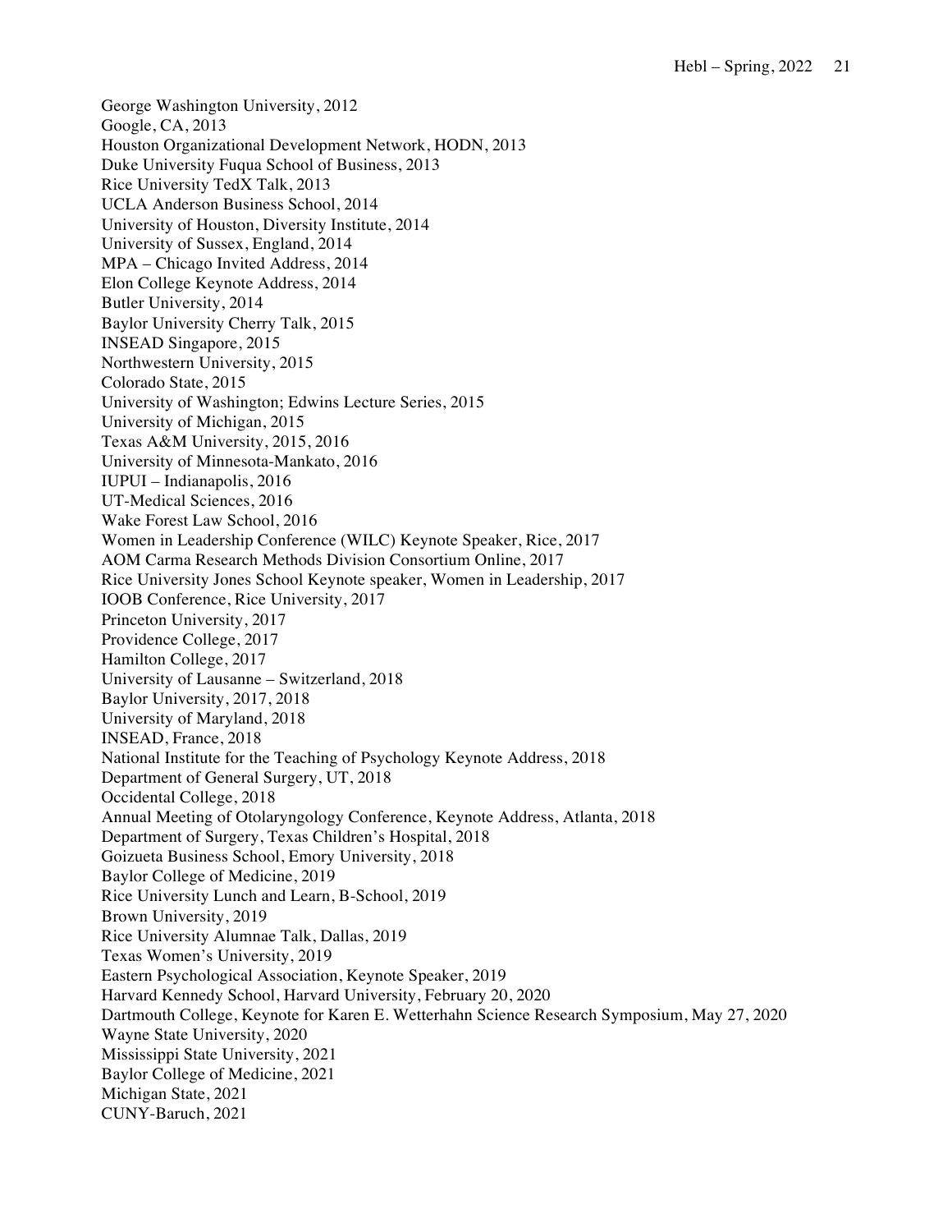George Washington University, 2012
Google, CA, 2013
Houston Organizational Development Network, HODN, 2013
Duke University Fuqua School of Business, 2013
Rice University TedX Talk, 2013
UCLA Anderson Business School, 2014
University of Houston, Diversity Institute, 2014
University of Sussex, England, 2014
MPA – Chicago Invited Address, 2014
Elon College Keynote Address, 2014
Butler University, 2014
Baylor University Cherry Talk, 2015
INSEAD Singapore, 2015
Northwestern University, 2015
Colorado State, 2015
University of Washington; Edwins Lecture Series, 2015
University of Michigan, 2015
Texas A&M University, 2015, 2016
University of Minnesota-Mankato, 2016
IUPUI – Indianapolis, 2016
UT-Medical Sciences, 2016
Wake Forest Law School, 2016
Women in Leadership Conference (WILC) Keynote Speaker, Rice, 2017
AOM Carma Research Methods Division Consortium Online, 2017
Rice University Jones School Keynote speaker, Women in Leadership, 2017
IOOB Conference, Rice University, 2017
Princeton University, 2017
Providence College, 2017
Hamilton College, 2017
University of Lausanne – Switzerland, 2018
Baylor University, 2017, 2018
University of Maryland, 2018
INSEAD, France, 2018
National Institute for the Teaching of Psychology Keynote Address, 2018
Department of General Surgery, UT, 2018
Occidental College, 2018
Annual Meeting of Otolaryngology Conference, Keynote Address, Atlanta, 2018
Department of Surgery, Texas Children's Hospital, 2018
Goizueta Business School, Emory University, 2018
Baylor College of Medicine, 2019
Rice University Lunch and Learn, B-School, 2019
Brown University, 2019
Rice University Alumnae Talk, Dallas, 2019
Texas Women's University, 2019
Eastern Psychological Association, Keynote Speaker, 2019
Harvard Kennedy School, Harvard University, February 20, 2020
Dartmouth College, Keynote for Karen E. Wetterhahn Science Research Symposium, May 27, 2020
Wayne State University, 2020
Mississippi State University, 2021
Baylor College of Medicine, 2021
Michigan State, 2021
CUNY-Baruch, 2021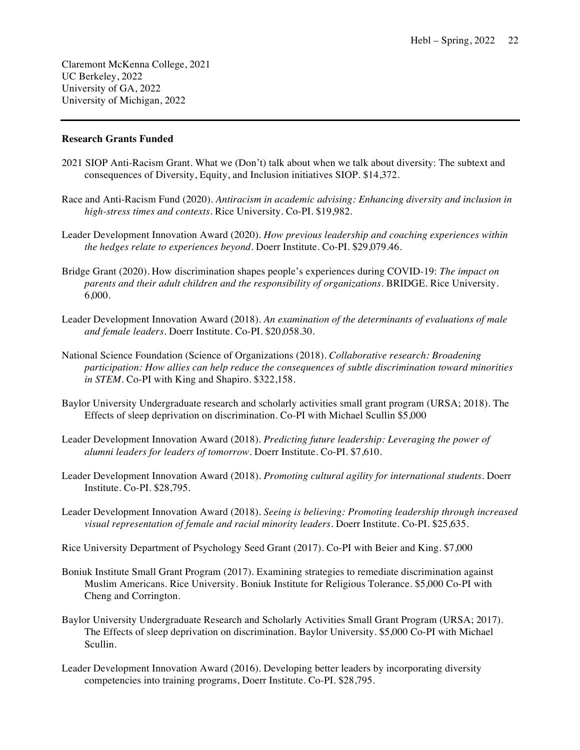Claremont McKenna College, 2021
UC Berkeley, 2022
University of GA, 2022
University of Michigan, 2022

---

**Research Grants Funded**

2021 SIOP Anti-Racism Grant. What we (Don't) talk about when we talk about diversity: The subtext and consequences of Diversity, Equity, and Inclusion initiatives SIOP. $14,372.

Race and Anti-Racism Fund (2020). *Antiracism in academic advising: Enhancing diversity and inclusion in high-stress times and contexts*. Rice University. Co-PI. $19,982.

Leader Development Innovation Award (2020). *How previous leadership and coaching experiences within the hedges relate to experiences beyond*. Doerr Institute. Co-PI. $29,079.46.

Bridge Grant (2020). How discrimination shapes people's experiences during COVID-19: *The impact on parents and their adult children and the responsibility of organizations*. BRIDGE. Rice University. 6,000.

Leader Development Innovation Award (2018). *An examination of the determinants of evaluations of male and female leaders*. Doerr Institute. Co-PI. $20,058.30.

National Science Foundation (Science of Organizations (2018). *Collaborative research: Broadening participation: How allies can help reduce the consequences of subtle discrimination toward minorities in STEM*. Co-PI with King and Shapiro. $322,158.

Baylor University Undergraduate research and scholarly activities small grant program (URSA; 2018). The Effects of sleep deprivation on discrimination. Co-PI with Michael Scullin $5,000

Leader Development Innovation Award (2018). *Predicting future leadership: Leveraging the power of alumni leaders for leaders of tomorrow*. Doerr Institute. Co-PI. $7,610.

Leader Development Innovation Award (2018). *Promoting cultural agility for international students*. Doerr Institute. Co-PI. $28,795.

Leader Development Innovation Award (2018). *Seeing is believing: Promoting leadership through increased visual representation of female and racial minority leaders*. Doerr Institute. Co-PI. $25,635.

Rice University Department of Psychology Seed Grant (2017). Co-PI with Beier and King. $7,000

Boniuk Institute Small Grant Program (2017). Examining strategies to remediate discrimination against Muslim Americans. Rice University. Boniuk Institute for Religious Tolerance. $5,000 Co-PI with Cheng and Corrington.

Baylor University Undergraduate Research and Scholarly Activities Small Grant Program (URSA; 2017). The Effects of sleep deprivation on discrimination. Baylor University. $5,000 Co-PI with Michael Scullin.

Leader Development Innovation Award (2016). Developing better leaders by incorporating diversity competencies into training programs, Doerr Institute. Co-PI. $28,795.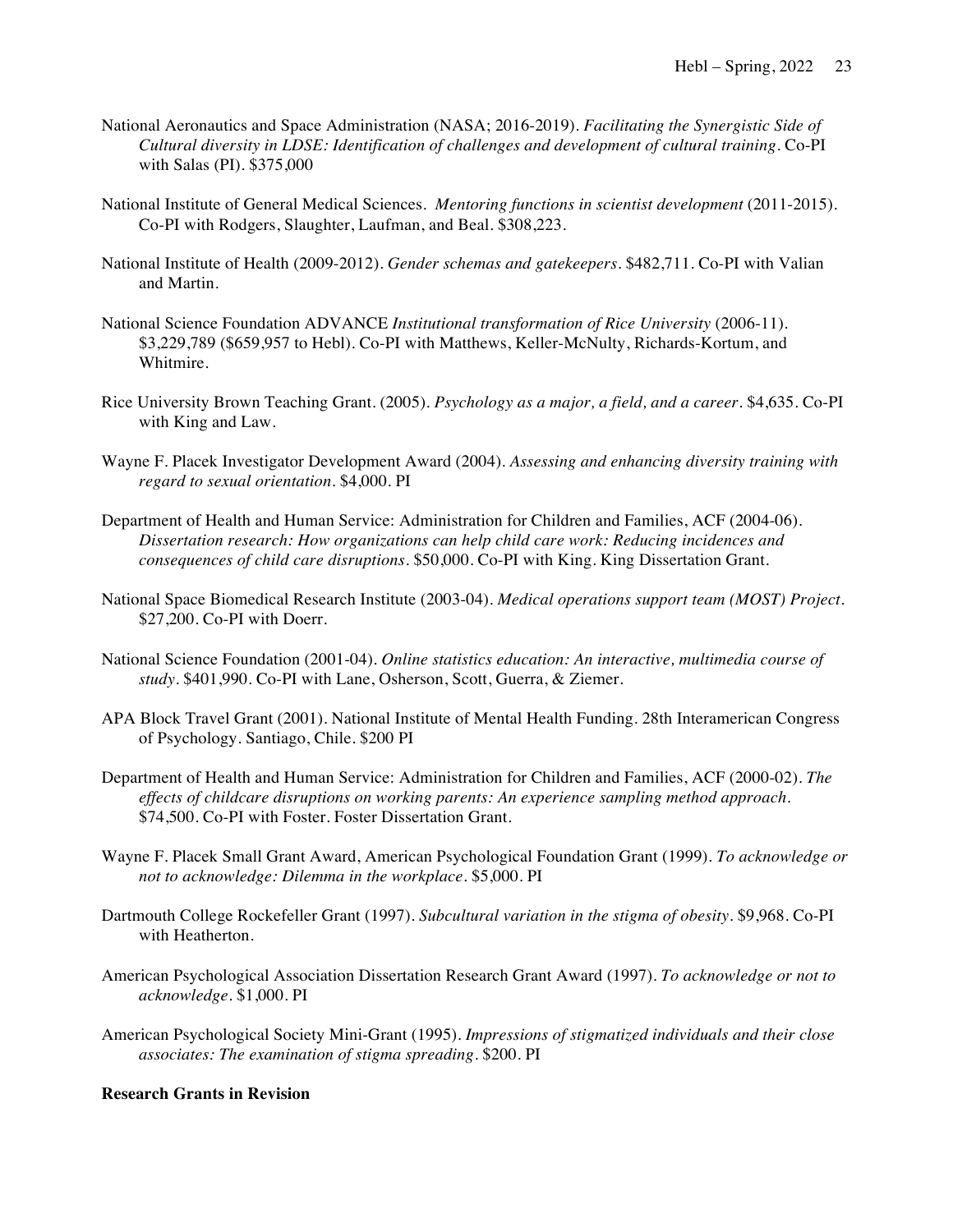National Aeronautics and Space Administration (NASA; 2016-2019). *Facilitating the Synergistic Side of Cultural diversity in LDSE: Identification of challenges and development of cultural training*. Co-PI with Salas (PI). $375,000

National Institute of General Medical Sciences. *Mentoring functions in scientist development* (2011-2015). Co-PI with Rodgers, Slaughter, Laufman, and Beal. $308,223.

National Institute of Health (2009-2012). *Gender schemas and gatekeepers*. $482,711. Co-PI with Valian and Martin.

National Science Foundation ADVANCE *Institutional transformation of Rice University* (2006-11). $3,229,789 ($659,957 to Hebl). Co-PI with Matthews, Keller-McNulty, Richards-Kortum, and Whitmire.

Rice University Brown Teaching Grant. (2005). *Psychology as a major, a field, and a career*. $4,635. Co-PI with King and Law.

Wayne F. Placek Investigator Development Award (2004). *Assessing and enhancing diversity training with regard to sexual orientation*. $4,000. PI

Department of Health and Human Service: Administration for Children and Families, ACF (2004-06). *Dissertation research: How organizations can help child care work: Reducing incidences and consequences of child care disruptions*. $50,000. Co-PI with King. King Dissertation Grant.

National Space Biomedical Research Institute (2003-04). *Medical operations support team (MOST) Project*. $27,200. Co-PI with Doerr.

National Science Foundation (2001-04). *Online statistics education: An interactive, multimedia course of study*. $401,990. Co-PI with Lane, Osherson, Scott, Guerra, & Ziemer.

APA Block Travel Grant (2001). National Institute of Mental Health Funding. 28th Interamerican Congress of Psychology. Santiago, Chile. $200 PI

Department of Health and Human Service: Administration for Children and Families, ACF (2000-02). *The effects of childcare disruptions on working parents: An experience sampling method approach*. $74,500. Co-PI with Foster. Foster Dissertation Grant.

Wayne F. Placek Small Grant Award, American Psychological Foundation Grant (1999). *To acknowledge or not to acknowledge: Dilemma in the workplace*. $5,000. PI

Dartmouth College Rockefeller Grant (1997). *Subcultural variation in the stigma of obesity*. $9,968. Co-PI with Heatherton.

American Psychological Association Dissertation Research Grant Award (1997). *To acknowledge or not to acknowledge*. $1,000. PI

American Psychological Society Mini-Grant (1995). *Impressions of stigmatized individuals and their close associates: The examination of stigma spreading*. $200. PI

**Research Grants in Revision**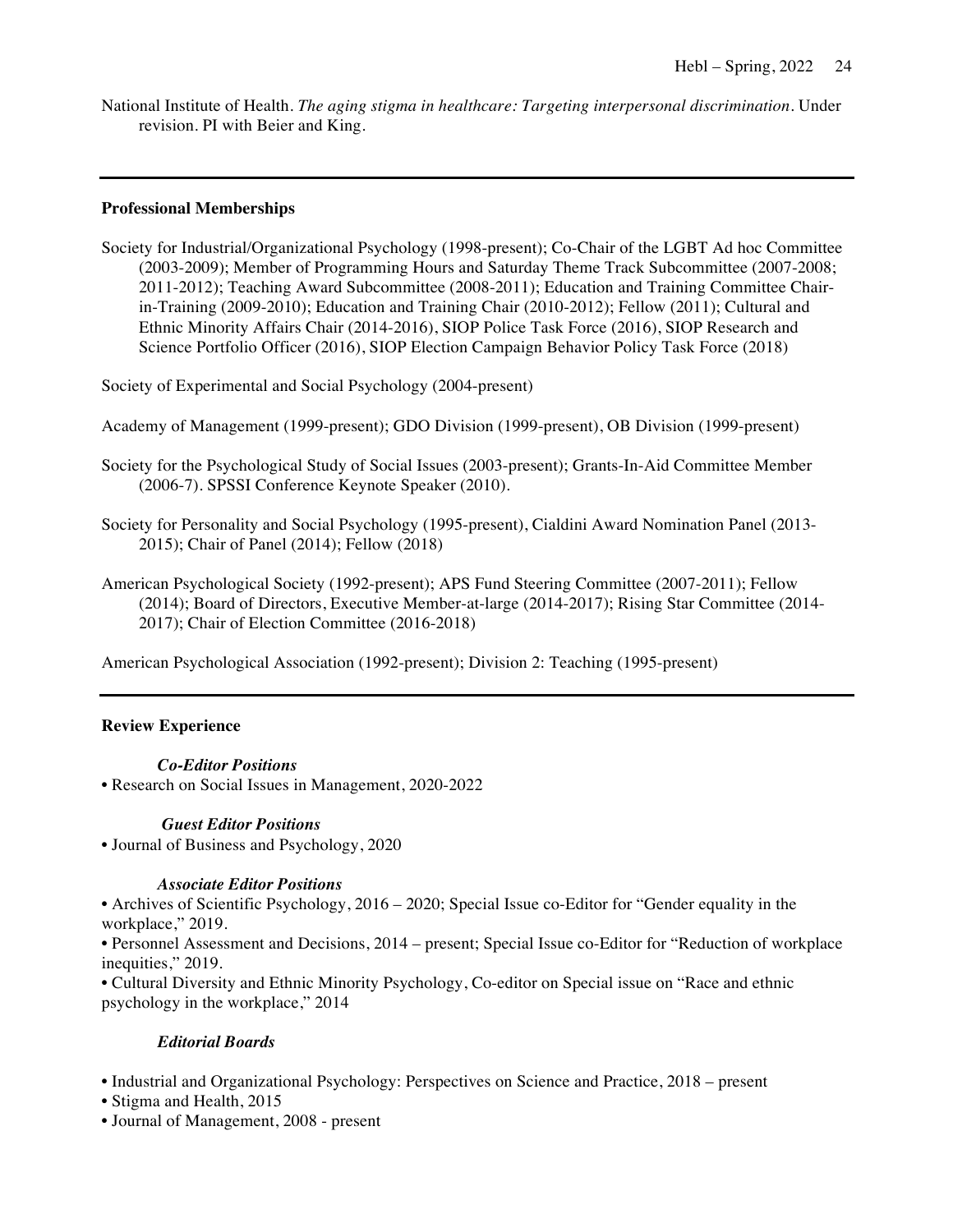National Institute of Health. *The aging stigma in healthcare: Targeting interpersonal discrimination*. Under revision. PI with Beier and King.

---

**Professional Memberships**

Society for Industrial/Organizational Psychology (1998-present); Co-Chair of the LGBT Ad hoc Committee (2003-2009); Member of Programming Hours and Saturday Theme Track Subcommittee (2007-2008; 2011-2012); Teaching Award Subcommittee (2008-2011); Education and Training Committee Chair-in-Training (2009-2010); Education and Training Chair (2010-2012); Fellow (2011); Cultural and Ethnic Minority Affairs Chair (2014-2016), SIOP Police Task Force (2016), SIOP Research and Science Portfolio Officer (2016), SIOP Election Campaign Behavior Policy Task Force (2018)

Society of Experimental and Social Psychology (2004-present)

Academy of Management (1999-present); GDO Division (1999-present), OB Division (1999-present)

Society for the Psychological Study of Social Issues (2003-present); Grants-In-Aid Committee Member (2006-7). SPSSI Conference Keynote Speaker (2010).

Society for Personality and Social Psychology (1995-present), Cialdini Award Nomination Panel (2013-2015); Chair of Panel (2014); Fellow (2018)

American Psychological Society (1992-present); APS Fund Steering Committee (2007-2011); Fellow (2014); Board of Directors, Executive Member-at-large (2014-2017); Rising Star Committee (2014-2017); Chair of Election Committee (2016-2018)

American Psychological Association (1992-present); Division 2: Teaching (1995-present)

---

**Review Experience**

***Co-Editor Positions***

• Research on Social Issues in Management, 2020-2022

***Guest Editor Positions***

• Journal of Business and Psychology, 2020

***Associate Editor Positions***

• Archives of Scientific Psychology, 2016 – 2020; Special Issue co-Editor for "Gender equality in the workplace," 2019.

• Personnel Assessment and Decisions, 2014 – present; Special Issue co-Editor for "Reduction of workplace inequities," 2019.

• Cultural Diversity and Ethnic Minority Psychology, Co-editor on Special issue on "Race and ethnic psychology in the workplace," 2014

***Editorial Boards***

• Industrial and Organizational Psychology: Perspectives on Science and Practice, 2018 – present
• Stigma and Health, 2015
• Journal of Management, 2008 - present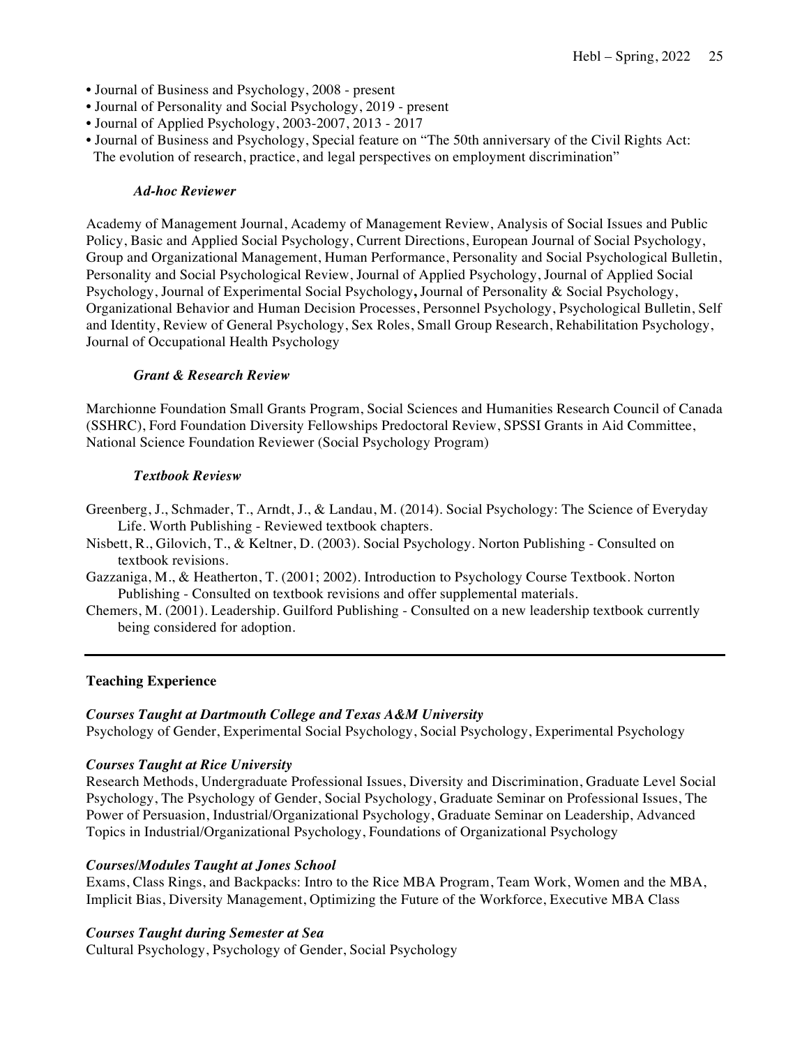- Journal of Business and Psychology, 2008 - present
- Journal of Personality and Social Psychology, 2019 - present
- Journal of Applied Psychology, 2003-2007, 2013 - 2017
- Journal of Business and Psychology, Special feature on "The 50th anniversary of the Civil Rights Act: The evolution of research, practice, and legal perspectives on employment discrimination"

***Ad-hoc Reviewer***

Academy of Management Journal, Academy of Management Review, Analysis of Social Issues and Public Policy, Basic and Applied Social Psychology, Current Directions, European Journal of Social Psychology, Group and Organizational Management, Human Performance, Personality and Social Psychological Bulletin, Personality and Social Psychological Review, Journal of Applied Psychology, Journal of Applied Social Psychology, Journal of Experimental Social Psychology**,** Journal of Personality & Social Psychology, Organizational Behavior and Human Decision Processes, Personnel Psychology, Psychological Bulletin, Self and Identity, Review of General Psychology, Sex Roles, Small Group Research, Rehabilitation Psychology, Journal of Occupational Health Psychology

***Grant & Research Review***

Marchionne Foundation Small Grants Program, Social Sciences and Humanities Research Council of Canada (SSHRC), Ford Foundation Diversity Fellowships Predoctoral Review, SPSSI Grants in Aid Committee, National Science Foundation Reviewer (Social Psychology Program)

***Textbook Reviesw***

Greenberg, J., Schmader, T., Arndt, J., & Landau, M. (2014). Social Psychology: The Science of Everyday Life. Worth Publishing - Reviewed textbook chapters.

Nisbett, R., Gilovich, T., & Keltner, D. (2003). Social Psychology. Norton Publishing - Consulted on textbook revisions.

Gazzaniga, M., & Heatherton, T. (2001; 2002). Introduction to Psychology Course Textbook. Norton Publishing - Consulted on textbook revisions and offer supplemental materials.

Chemers, M. (2001). Leadership. Guilford Publishing - Consulted on a new leadership textbook currently being considered for adoption.

---

## Teaching Experience

***Courses Taught at Dartmouth College and Texas A&M University***

Psychology of Gender, Experimental Social Psychology, Social Psychology, Experimental Psychology

***Courses Taught at Rice University***

Research Methods, Undergraduate Professional Issues, Diversity and Discrimination, Graduate Level Social Psychology, The Psychology of Gender, Social Psychology, Graduate Seminar on Professional Issues, The Power of Persuasion, Industrial/Organizational Psychology, Graduate Seminar on Leadership, Advanced Topics in Industrial/Organizational Psychology, Foundations of Organizational Psychology

***Courses/Modules Taught at Jones School***

Exams, Class Rings, and Backpacks: Intro to the Rice MBA Program, Team Work, Women and the MBA, Implicit Bias, Diversity Management, Optimizing the Future of the Workforce, Executive MBA Class

***Courses Taught during Semester at Sea***

Cultural Psychology, Psychology of Gender, Social Psychology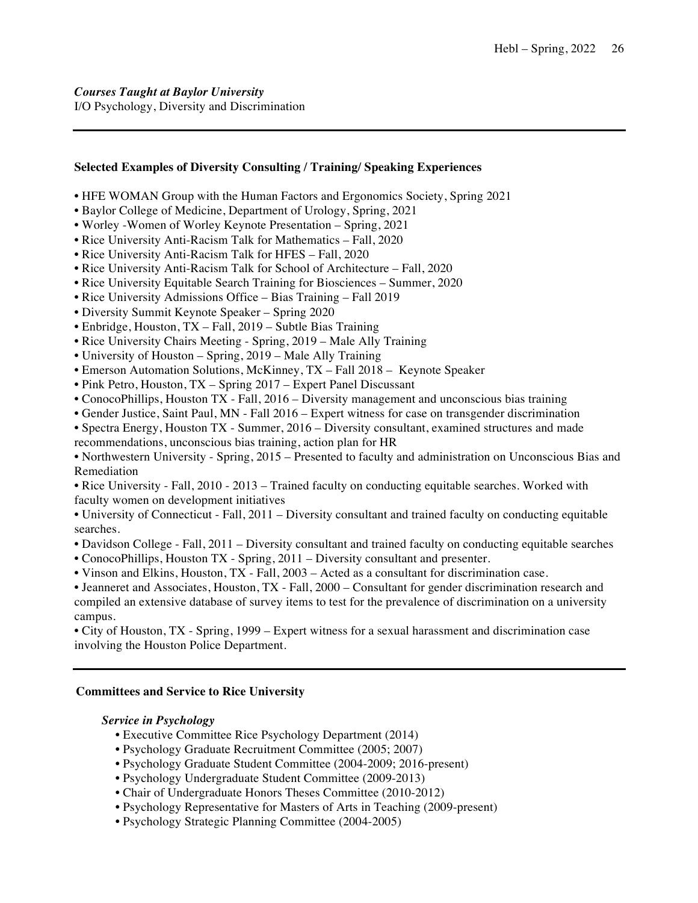***Courses Taught at Baylor University***
I/O Psychology, Diversity and Discrimination

---

**Selected Examples of Diversity Consulting / Training/ Speaking Experiences**

- HFE WOMAN Group with the Human Factors and Ergonomics Society, Spring 2021
- Baylor College of Medicine, Department of Urology, Spring, 2021
- Worley -Women of Worley Keynote Presentation – Spring, 2021
- Rice University Anti-Racism Talk for Mathematics – Fall, 2020
- Rice University Anti-Racism Talk for HFES – Fall, 2020
- Rice University Anti-Racism Talk for School of Architecture – Fall, 2020
- Rice University Equitable Search Training for Biosciences – Summer, 2020
- Rice University Admissions Office – Bias Training – Fall 2019
- Diversity Summit Keynote Speaker – Spring 2020
- Enbridge, Houston, TX – Fall, 2019 – Subtle Bias Training
- Rice University Chairs Meeting - Spring, 2019 – Male Ally Training
- University of Houston – Spring, 2019 – Male Ally Training
- Emerson Automation Solutions, McKinney, TX – Fall 2018 – Keynote Speaker
- Pink Petro, Houston, TX – Spring 2017 – Expert Panel Discussant
- ConocoPhillips, Houston TX - Fall, 2016 – Diversity management and unconscious bias training
- Gender Justice, Saint Paul, MN - Fall 2016 – Expert witness for case on transgender discrimination
- Spectra Energy, Houston TX - Summer, 2016 – Diversity consultant, examined structures and made recommendations, unconscious bias training, action plan for HR
- Northwestern University - Spring, 2015 – Presented to faculty and administration on Unconscious Bias and Remediation
- Rice University - Fall, 2010 - 2013 – Trained faculty on conducting equitable searches. Worked with faculty women on development initiatives
- University of Connecticut - Fall, 2011 – Diversity consultant and trained faculty on conducting equitable searches.
- Davidson College - Fall, 2011 – Diversity consultant and trained faculty on conducting equitable searches
- ConocoPhillips, Houston TX - Spring, 2011 – Diversity consultant and presenter.
- Vinson and Elkins, Houston, TX - Fall, 2003 – Acted as a consultant for discrimination case.
- Jeanneret and Associates, Houston, TX - Fall, 2000 – Consultant for gender discrimination research and compiled an extensive database of survey items to test for the prevalence of discrimination on a university campus.
- City of Houston, TX - Spring, 1999 – Expert witness for a sexual harassment and discrimination case involving the Houston Police Department.

---

**Committees and Service to Rice University**

***Service in Psychology***

- Executive Committee Rice Psychology Department (2014)
- Psychology Graduate Recruitment Committee (2005; 2007)
- Psychology Graduate Student Committee (2004-2009; 2016-present)
- Psychology Undergraduate Student Committee (2009-2013)
- Chair of Undergraduate Honors Theses Committee (2010-2012)
- Psychology Representative for Masters of Arts in Teaching (2009-present)
- Psychology Strategic Planning Committee (2004-2005)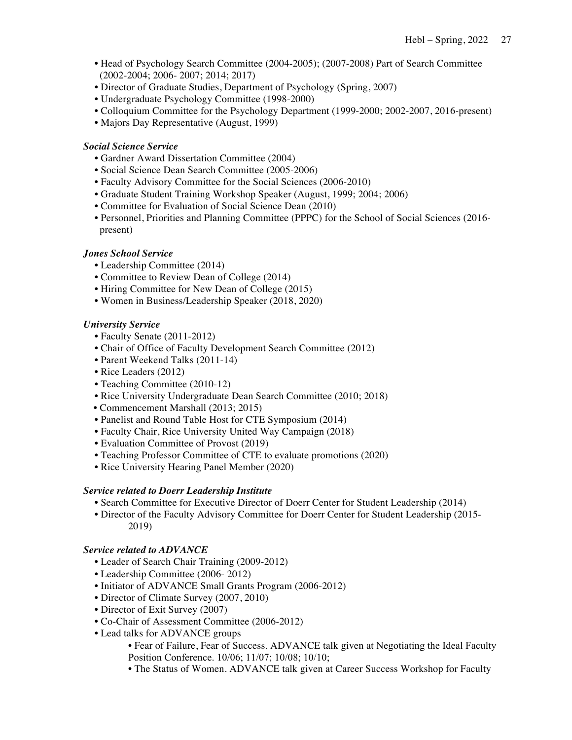- Head of Psychology Search Committee (2004-2005); (2007-2008) Part of Search Committee (2002-2004; 2006- 2007; 2014; 2017)
- Director of Graduate Studies, Department of Psychology (Spring, 2007)
- Undergraduate Psychology Committee (1998-2000)
- Colloquium Committee for the Psychology Department (1999-2000; 2002-2007, 2016-present)
- Majors Day Representative (August, 1999)

***Social Science Service***

- Gardner Award Dissertation Committee (2004)
- Social Science Dean Search Committee (2005-2006)
- Faculty Advisory Committee for the Social Sciences (2006-2010)
- Graduate Student Training Workshop Speaker (August, 1999; 2004; 2006)
- Committee for Evaluation of Social Science Dean (2010)
- Personnel, Priorities and Planning Committee (PPPC) for the School of Social Sciences (2016-present)

***Jones School Service***

- Leadership Committee (2014)
- Committee to Review Dean of College (2014)
- Hiring Committee for New Dean of College (2015)
- Women in Business/Leadership Speaker (2018, 2020)

***University Service***

- Faculty Senate (2011-2012)
- Chair of Office of Faculty Development Search Committee (2012)
- Parent Weekend Talks (2011-14)
- Rice Leaders (2012)
- Teaching Committee (2010-12)
- Rice University Undergraduate Dean Search Committee (2010; 2018)
- Commencement Marshall (2013; 2015)
- Panelist and Round Table Host for CTE Symposium (2014)
- Faculty Chair, Rice University United Way Campaign (2018)
- Evaluation Committee of Provost (2019)
- Teaching Professor Committee of CTE to evaluate promotions (2020)
- Rice University Hearing Panel Member (2020)

***Service related to Doerr Leadership Institute***

- Search Committee for Executive Director of Doerr Center for Student Leadership (2014)
- Director of the Faculty Advisory Committee for Doerr Center for Student Leadership (2015-2019)

***Service related to ADVANCE***

- Leader of Search Chair Training (2009-2012)
- Leadership Committee (2006- 2012)
- Initiator of ADVANCE Small Grants Program (2006-2012)
- Director of Climate Survey (2007, 2010)
- Director of Exit Survey (2007)
- Co-Chair of Assessment Committee (2006-2012)
- Lead talks for ADVANCE groups
    - Fear of Failure, Fear of Success. ADVANCE talk given at Negotiating the Ideal Faculty Position Conference. 10/06; 11/07; 10/08; 10/10;
    - The Status of Women. ADVANCE talk given at Career Success Workshop for Faculty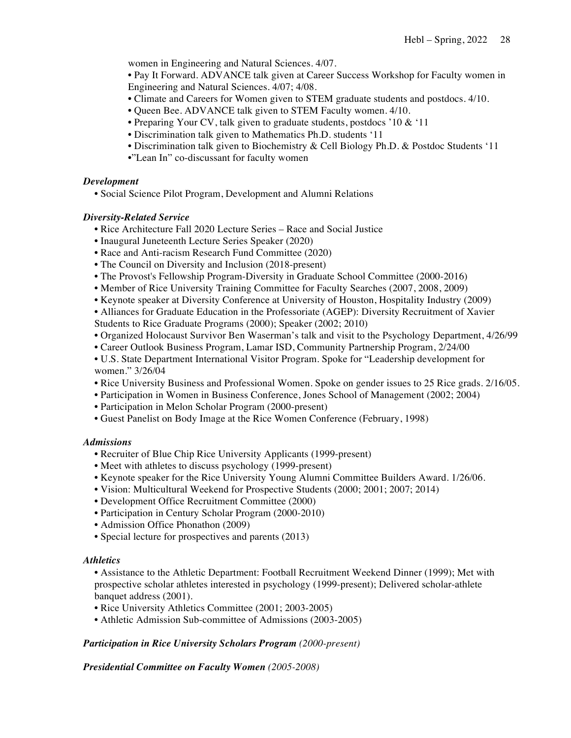women in Engineering and Natural Sciences. 4/07.

- Pay It Forward. ADVANCE talk given at Career Success Workshop for Faculty women in Engineering and Natural Sciences. 4/07; 4/08.
- Climate and Careers for Women given to STEM graduate students and postdocs. 4/10.
- Queen Bee. ADVANCE talk given to STEM Faculty women. 4/10.
- Preparing Your CV, talk given to graduate students, postdocs '10 & '11
- Discrimination talk given to Mathematics Ph.D. students '11
- Discrimination talk given to Biochemistry & Cell Biology Ph.D. & Postdoc Students '11
- "Lean In" co-discussant for faculty women

***Development***

- Social Science Pilot Program, Development and Alumni Relations

***Diversity-Related Service***

- Rice Architecture Fall 2020 Lecture Series – Race and Social Justice
- Inaugural Juneteenth Lecture Series Speaker (2020)
- Race and Anti-racism Research Fund Committee (2020)
- The Council on Diversity and Inclusion (2018-present)
- The Provost's Fellowship Program-Diversity in Graduate School Committee (2000-2016)
- Member of Rice University Training Committee for Faculty Searches (2007, 2008, 2009)
- Keynote speaker at Diversity Conference at University of Houston, Hospitality Industry (2009)
- Alliances for Graduate Education in the Professoriate (AGEP): Diversity Recruitment of Xavier Students to Rice Graduate Programs (2000); Speaker (2002; 2010)
- Organized Holocaust Survivor Ben Waserman's talk and visit to the Psychology Department, 4/26/99
- Career Outlook Business Program, Lamar ISD, Community Partnership Program, 2/24/00
- U.S. State Department International Visitor Program. Spoke for "Leadership development for women." 3/26/04
- Rice University Business and Professional Women. Spoke on gender issues to 25 Rice grads. 2/16/05.
- Participation in Women in Business Conference, Jones School of Management (2002; 2004)
- Participation in Melon Scholar Program (2000-present)
- Guest Panelist on Body Image at the Rice Women Conference (February, 1998)

***Admissions***

- Recruiter of Blue Chip Rice University Applicants (1999-present)
- Meet with athletes to discuss psychology (1999-present)
- Keynote speaker for the Rice University Young Alumni Committee Builders Award. 1/26/06.
- Vision: Multicultural Weekend for Prospective Students (2000; 2001; 2007; 2014)
- Development Office Recruitment Committee (2000)
- Participation in Century Scholar Program (2000-2010)
- Admission Office Phonathon (2009)
- Special lecture for prospectives and parents (2013)

***Athletics***

- Assistance to the Athletic Department: Football Recruitment Weekend Dinner (1999); Met with prospective scholar athletes interested in psychology (1999-present); Delivered scholar-athlete banquet address (2001).
- Rice University Athletics Committee (2001; 2003-2005)
- Athletic Admission Sub-committee of Admissions (2003-2005)

***Participation in Rice University Scholars Program*** *(2000-present)*

***Presidential Committee on Faculty Women*** *(2005-2008)*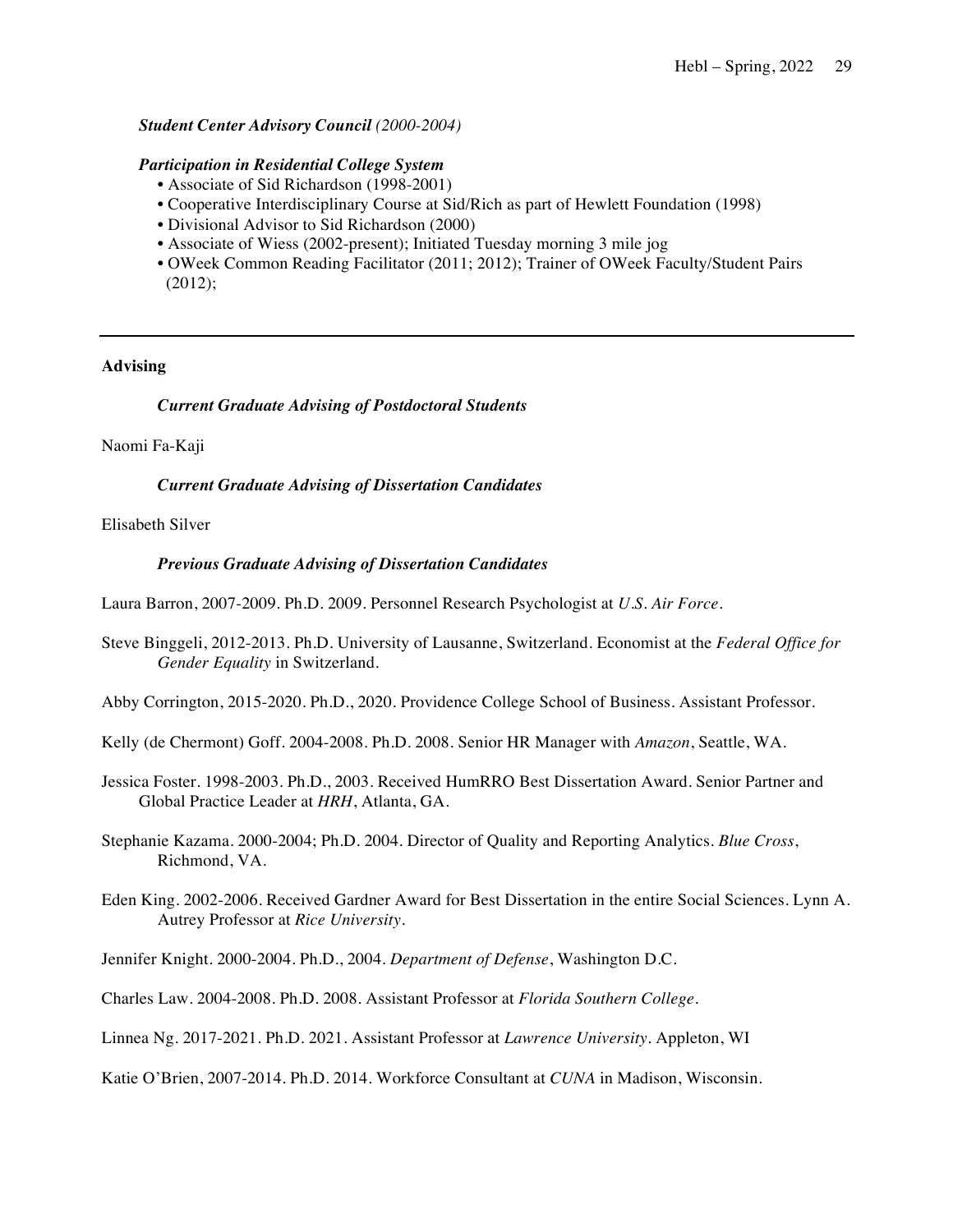***Student Center Advisory Council** (2000-2004)*

***Participation in Residential College System***

- Associate of Sid Richardson (1998-2001)
- Cooperative Interdisciplinary Course at Sid/Rich as part of Hewlett Foundation (1998)
- Divisional Advisor to Sid Richardson (2000)
- Associate of Wiess (2002-present); Initiated Tuesday morning 3 mile jog
- OWeek Common Reading Facilitator (2011; 2012); Trainer of OWeek Faculty/Student Pairs (2012);

---

**Advising**

***Current Graduate Advising of Postdoctoral Students***

Naomi Fa-Kaji

***Current Graduate Advising of Dissertation Candidates***

Elisabeth Silver

***Previous Graduate Advising of Dissertation Candidates***

Laura Barron, 2007-2009. Ph.D. 2009. Personnel Research Psychologist at *U.S. Air Force*.

Steve Binggeli, 2012-2013. Ph.D. University of Lausanne, Switzerland. Economist at the *Federal Office for Gender Equality* in Switzerland.

Abby Corrington, 2015-2020. Ph.D., 2020. Providence College School of Business. Assistant Professor.

Kelly (de Chermont) Goff. 2004-2008. Ph.D. 2008. Senior HR Manager with *Amazon*, Seattle, WA.

Jessica Foster. 1998-2003. Ph.D., 2003. Received HumRRO Best Dissertation Award. Senior Partner and Global Practice Leader at *HRH*, Atlanta, GA.

Stephanie Kazama. 2000-2004; Ph.D. 2004. Director of Quality and Reporting Analytics. *Blue Cross*, Richmond, VA.

Eden King. 2002-2006. Received Gardner Award for Best Dissertation in the entire Social Sciences. Lynn A. Autrey Professor at *Rice University*.

Jennifer Knight. 2000-2004. Ph.D., 2004. *Department of Defense*, Washington D.C.

Charles Law. 2004-2008. Ph.D. 2008. Assistant Professor at *Florida Southern College*.

Linnea Ng. 2017-2021. Ph.D. 2021. Assistant Professor at *Lawrence University*. Appleton, WI

Katie O'Brien, 2007-2014. Ph.D. 2014. Workforce Consultant at *CUNA* in Madison, Wisconsin.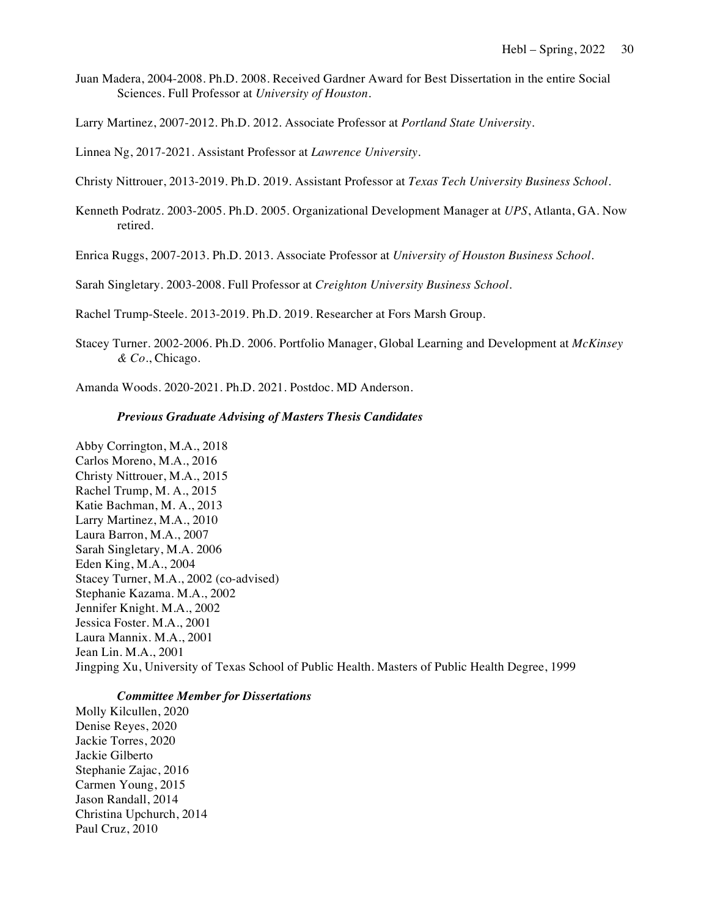Juan Madera, 2004-2008. Ph.D. 2008. Received Gardner Award for Best Dissertation in the entire Social Sciences. Full Professor at *University of Houston*.

Larry Martinez, 2007-2012. Ph.D. 2012. Associate Professor at *Portland State University*.

Linnea Ng, 2017-2021. Assistant Professor at *Lawrence University*.

Christy Nittrouer, 2013-2019. Ph.D. 2019. Assistant Professor at *Texas Tech University Business School*.

Kenneth Podratz. 2003-2005. Ph.D. 2005. Organizational Development Manager at *UPS*, Atlanta, GA. Now retired.

Enrica Ruggs, 2007-2013. Ph.D. 2013. Associate Professor at *University of Houston Business School*.

Sarah Singletary. 2003-2008. Full Professor at *Creighton University Business School*.

Rachel Trump-Steele. 2013-2019. Ph.D. 2019. Researcher at Fors Marsh Group.

Stacey Turner. 2002-2006. Ph.D. 2006. Portfolio Manager, Global Learning and Development at *McKinsey & Co*., Chicago.

Amanda Woods. 2020-2021. Ph.D. 2021. Postdoc. MD Anderson.

***Previous Graduate Advising of Masters Thesis Candidates***

Abby Corrington, M.A., 2018
Carlos Moreno, M.A., 2016
Christy Nittrouer, M.A., 2015
Rachel Trump, M. A., 2015
Katie Bachman, M. A., 2013
Larry Martinez, M.A., 2010
Laura Barron, M.A., 2007
Sarah Singletary, M.A. 2006
Eden King, M.A., 2004
Stacey Turner, M.A., 2002 (co-advised)
Stephanie Kazama. M.A., 2002
Jennifer Knight. M.A., 2002
Jessica Foster. M.A., 2001
Laura Mannix. M.A., 2001
Jean Lin. M.A., 2001
Jingping Xu, University of Texas School of Public Health. Masters of Public Health Degree, 1999

***Committee Member for Dissertations***

Molly Kilcullen, 2020
Denise Reyes, 2020
Jackie Torres, 2020
Jackie Gilberto
Stephanie Zajac, 2016
Carmen Young, 2015
Jason Randall, 2014
Christina Upchurch, 2014
Paul Cruz, 2010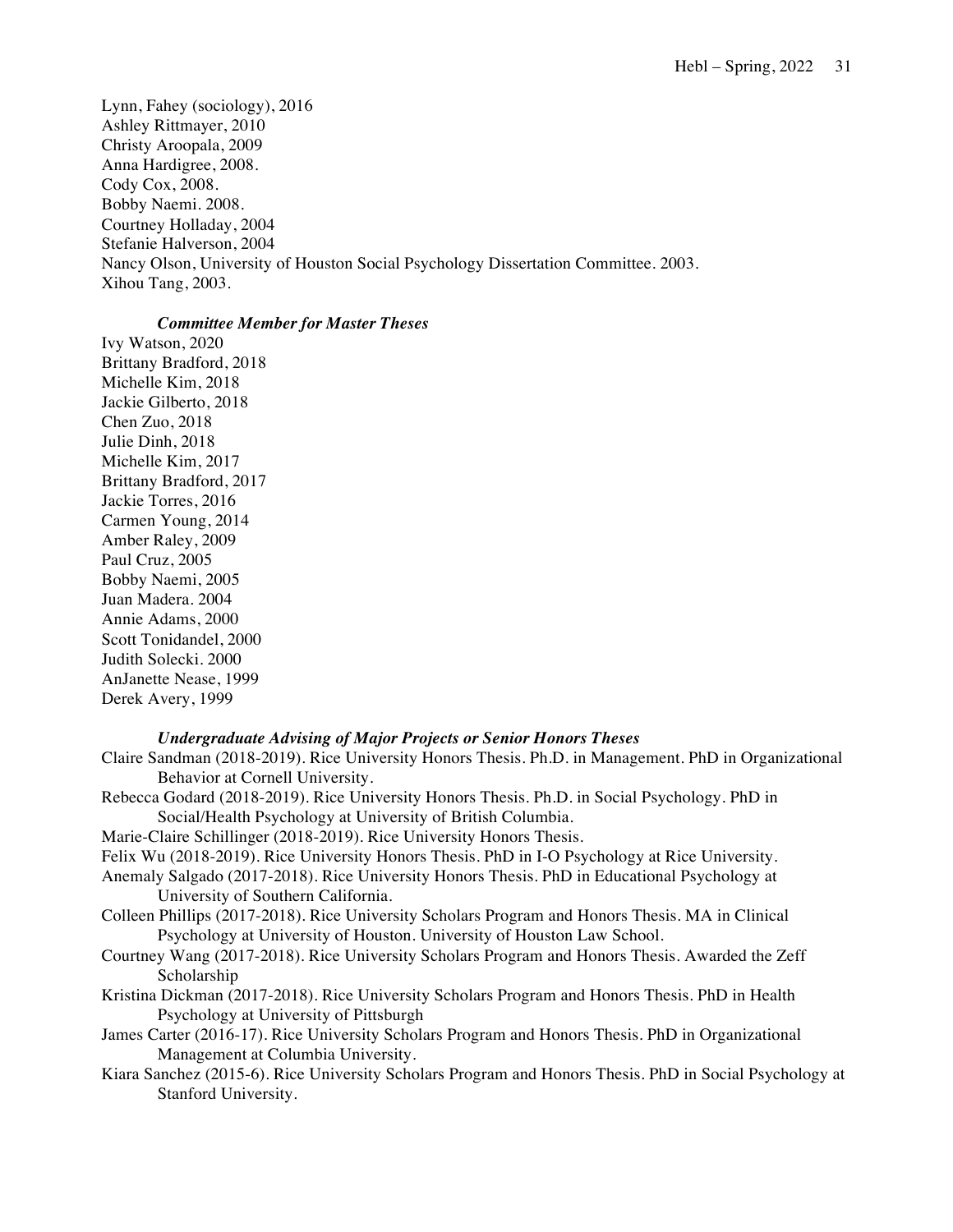Lynn, Fahey (sociology), 2016
Ashley Rittmayer, 2010
Christy Aroopala, 2009
Anna Hardigree, 2008.
Cody Cox, 2008.
Bobby Naemi. 2008.
Courtney Holladay, 2004
Stefanie Halverson, 2004
Nancy Olson, University of Houston Social Psychology Dissertation Committee. 2003.
Xihou Tang, 2003.

***Committee Member for Master Theses***

Ivy Watson, 2020
Brittany Bradford, 2018
Michelle Kim, 2018
Jackie Gilberto, 2018
Chen Zuo, 2018
Julie Dinh, 2018
Michelle Kim, 2017
Brittany Bradford, 2017
Jackie Torres, 2016
Carmen Young, 2014
Amber Raley, 2009
Paul Cruz, 2005
Bobby Naemi, 2005
Juan Madera. 2004
Annie Adams, 2000
Scott Tonidandel, 2000
Judith Solecki. 2000
AnJanette Nease, 1999
Derek Avery, 1999

***Undergraduate Advising of Major Projects or Senior Honors Theses***

Claire Sandman (2018-2019). Rice University Honors Thesis. Ph.D. in Management. PhD in Organizational Behavior at Cornell University.

Rebecca Godard (2018-2019). Rice University Honors Thesis. Ph.D. in Social Psychology. PhD in Social/Health Psychology at University of British Columbia.

Marie-Claire Schillinger (2018-2019). Rice University Honors Thesis.

Felix Wu (2018-2019). Rice University Honors Thesis. PhD in I-O Psychology at Rice University.

Anemaly Salgado (2017-2018). Rice University Honors Thesis. PhD in Educational Psychology at University of Southern California.

Colleen Phillips (2017-2018). Rice University Scholars Program and Honors Thesis. MA in Clinical Psychology at University of Houston. University of Houston Law School.

Courtney Wang (2017-2018). Rice University Scholars Program and Honors Thesis. Awarded the Zeff Scholarship

Kristina Dickman (2017-2018). Rice University Scholars Program and Honors Thesis. PhD in Health Psychology at University of Pittsburgh

James Carter (2016-17). Rice University Scholars Program and Honors Thesis. PhD in Organizational Management at Columbia University.

Kiara Sanchez (2015-6). Rice University Scholars Program and Honors Thesis. PhD in Social Psychology at Stanford University.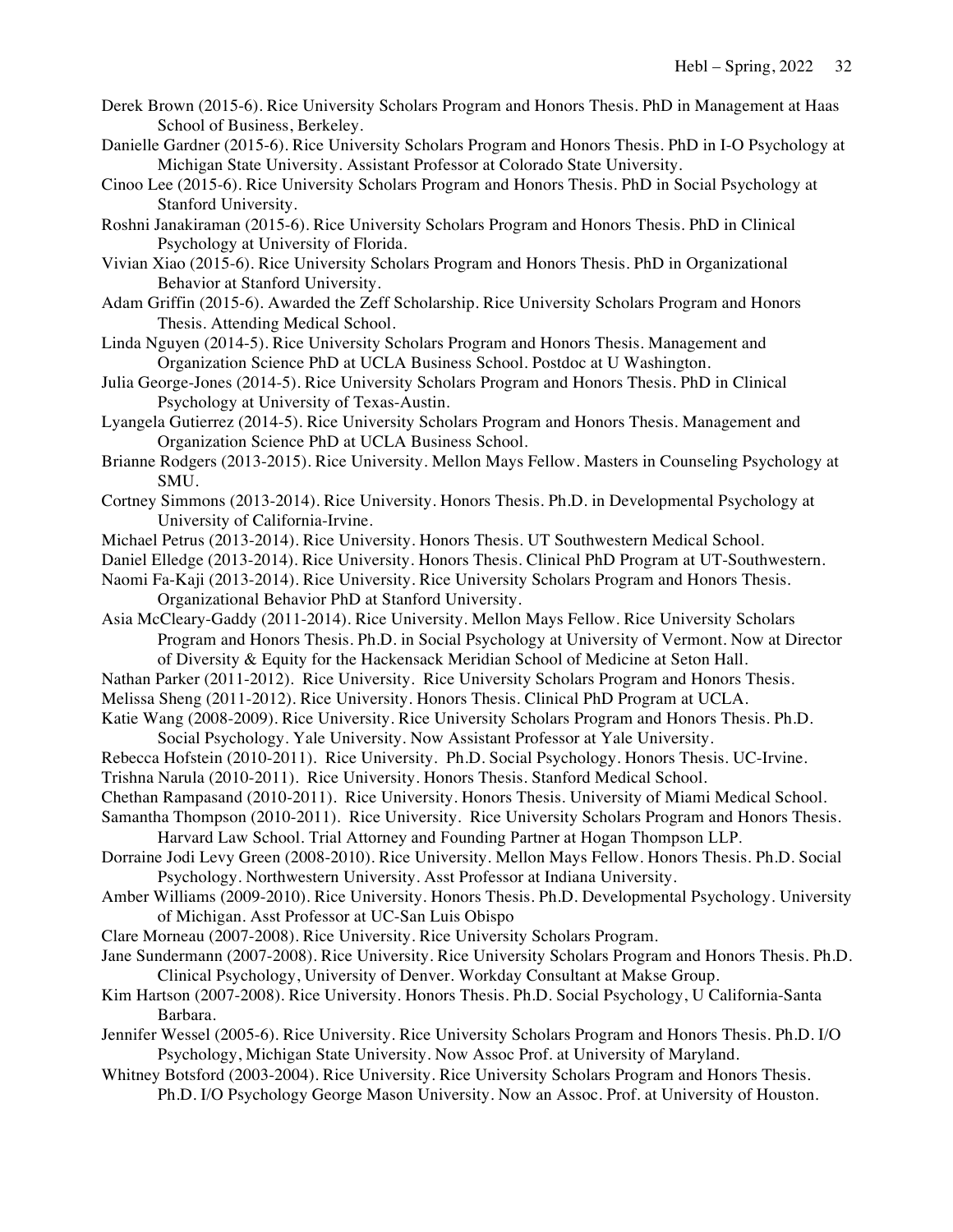Derek Brown (2015-6). Rice University Scholars Program and Honors Thesis. PhD in Management at Haas School of Business, Berkeley.

Danielle Gardner (2015-6). Rice University Scholars Program and Honors Thesis. PhD in I-O Psychology at Michigan State University. Assistant Professor at Colorado State University.

Cinoo Lee (2015-6). Rice University Scholars Program and Honors Thesis. PhD in Social Psychology at Stanford University.

Roshni Janakiraman (2015-6). Rice University Scholars Program and Honors Thesis. PhD in Clinical Psychology at University of Florida.

Vivian Xiao (2015-6). Rice University Scholars Program and Honors Thesis. PhD in Organizational Behavior at Stanford University.

Adam Griffin (2015-6). Awarded the Zeff Scholarship. Rice University Scholars Program and Honors Thesis. Attending Medical School.

Linda Nguyen (2014-5). Rice University Scholars Program and Honors Thesis. Management and Organization Science PhD at UCLA Business School. Postdoc at U Washington.

Julia George-Jones (2014-5). Rice University Scholars Program and Honors Thesis. PhD in Clinical Psychology at University of Texas-Austin.

Lyangela Gutierrez (2014-5). Rice University Scholars Program and Honors Thesis. Management and Organization Science PhD at UCLA Business School.

Brianne Rodgers (2013-2015). Rice University. Mellon Mays Fellow. Masters in Counseling Psychology at SMU.

Cortney Simmons (2013-2014). Rice University. Honors Thesis. Ph.D. in Developmental Psychology at University of California-Irvine.

Michael Petrus (2013-2014). Rice University. Honors Thesis. UT Southwestern Medical School.

Daniel Elledge (2013-2014). Rice University. Honors Thesis. Clinical PhD Program at UT-Southwestern.

Naomi Fa-Kaji (2013-2014). Rice University. Rice University Scholars Program and Honors Thesis. Organizational Behavior PhD at Stanford University.

Asia McCleary-Gaddy (2011-2014). Rice University. Mellon Mays Fellow. Rice University Scholars Program and Honors Thesis. Ph.D. in Social Psychology at University of Vermont. Now at Director of Diversity & Equity for the Hackensack Meridian School of Medicine at Seton Hall.

Nathan Parker (2011-2012). Rice University. Rice University Scholars Program and Honors Thesis.

Melissa Sheng (2011-2012). Rice University. Honors Thesis. Clinical PhD Program at UCLA.

Katie Wang (2008-2009). Rice University. Rice University Scholars Program and Honors Thesis. Ph.D. Social Psychology. Yale University. Now Assistant Professor at Yale University.

Rebecca Hofstein (2010-2011). Rice University. Ph.D. Social Psychology. Honors Thesis. UC-Irvine.

Trishna Narula (2010-2011). Rice University. Honors Thesis. Stanford Medical School.

Chethan Rampasand (2010-2011). Rice University. Honors Thesis. University of Miami Medical School.

Samantha Thompson (2010-2011). Rice University. Rice University Scholars Program and Honors Thesis. Harvard Law School. Trial Attorney and Founding Partner at Hogan Thompson LLP.

Dorraine Jodi Levy Green (2008-2010). Rice University. Mellon Mays Fellow. Honors Thesis. Ph.D. Social Psychology. Northwestern University. Asst Professor at Indiana University.

Amber Williams (2009-2010). Rice University. Honors Thesis. Ph.D. Developmental Psychology. University of Michigan. Asst Professor at UC-San Luis Obispo

Clare Morneau (2007-2008). Rice University. Rice University Scholars Program.

Jane Sundermann (2007-2008). Rice University. Rice University Scholars Program and Honors Thesis. Ph.D. Clinical Psychology, University of Denver. Workday Consultant at Makse Group.

Kim Hartson (2007-2008). Rice University. Honors Thesis. Ph.D. Social Psychology, U California-Santa Barbara.

Jennifer Wessel (2005-6). Rice University. Rice University Scholars Program and Honors Thesis. Ph.D. I/O Psychology, Michigan State University. Now Assoc Prof. at University of Maryland.

Whitney Botsford (2003-2004). Rice University. Rice University Scholars Program and Honors Thesis. Ph.D. I/O Psychology George Mason University. Now an Assoc. Prof. at University of Houston.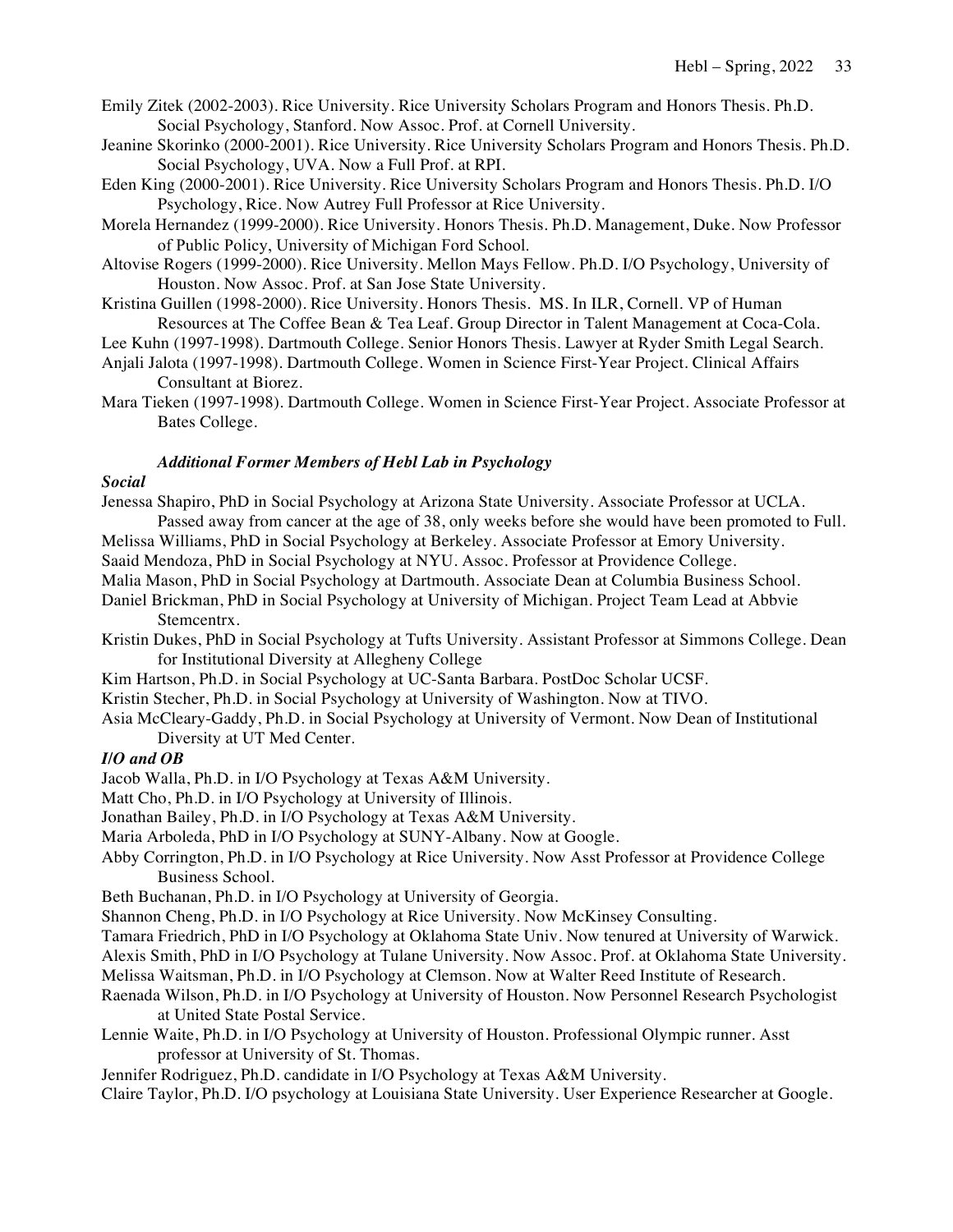Emily Zitek (2002-2003). Rice University. Rice University Scholars Program and Honors Thesis. Ph.D. Social Psychology, Stanford. Now Assoc. Prof. at Cornell University.

Jeanine Skorinko (2000-2001). Rice University. Rice University Scholars Program and Honors Thesis. Ph.D. Social Psychology, UVA. Now a Full Prof. at RPI.

Eden King (2000-2001). Rice University. Rice University Scholars Program and Honors Thesis. Ph.D. I/O Psychology, Rice. Now Autrey Full Professor at Rice University.

Morela Hernandez (1999-2000). Rice University. Honors Thesis. Ph.D. Management, Duke. Now Professor of Public Policy, University of Michigan Ford School.

Altovise Rogers (1999-2000). Rice University. Mellon Mays Fellow. Ph.D. I/O Psychology, University of Houston. Now Assoc. Prof. at San Jose State University.

Kristina Guillen (1998-2000). Rice University. Honors Thesis. MS. In ILR, Cornell. VP of Human Resources at The Coffee Bean & Tea Leaf. Group Director in Talent Management at Coca-Cola.

Lee Kuhn (1997-1998). Dartmouth College. Senior Honors Thesis. Lawyer at Ryder Smith Legal Search.

Anjali Jalota (1997-1998). Dartmouth College. Women in Science First-Year Project. Clinical Affairs Consultant at Biorez.

Mara Tieken (1997-1998). Dartmouth College. Women in Science First-Year Project. Associate Professor at Bates College.

### *Additional Former Members of Hebl Lab in Psychology*

***Social***

Jenessa Shapiro, PhD in Social Psychology at Arizona State University. Associate Professor at UCLA. Passed away from cancer at the age of 38, only weeks before she would have been promoted to Full.

Melissa Williams, PhD in Social Psychology at Berkeley. Associate Professor at Emory University.

Saaid Mendoza, PhD in Social Psychology at NYU. Assoc. Professor at Providence College.

Malia Mason, PhD in Social Psychology at Dartmouth. Associate Dean at Columbia Business School.

Daniel Brickman, PhD in Social Psychology at University of Michigan. Project Team Lead at Abbvie Stemcentrx.

Kristin Dukes, PhD in Social Psychology at Tufts University. Assistant Professor at Simmons College. Dean for Institutional Diversity at Allegheny College

Kim Hartson, Ph.D. in Social Psychology at UC-Santa Barbara. PostDoc Scholar UCSF.

Kristin Stecher, Ph.D. in Social Psychology at University of Washington. Now at TIVO.

Asia McCleary-Gaddy, Ph.D. in Social Psychology at University of Vermont. Now Dean of Institutional Diversity at UT Med Center.

***I/O and OB***

Jacob Walla, Ph.D. in I/O Psychology at Texas A&M University.

Matt Cho, Ph.D. in I/O Psychology at University of Illinois.

Jonathan Bailey, Ph.D. in I/O Psychology at Texas A&M University.

Maria Arboleda, PhD in I/O Psychology at SUNY-Albany. Now at Google.

Abby Corrington, Ph.D. in I/O Psychology at Rice University. Now Asst Professor at Providence College Business School.

Beth Buchanan, Ph.D. in I/O Psychology at University of Georgia.

Shannon Cheng, Ph.D. in I/O Psychology at Rice University. Now McKinsey Consulting.

Tamara Friedrich, PhD in I/O Psychology at Oklahoma State Univ. Now tenured at University of Warwick.

Alexis Smith, PhD in I/O Psychology at Tulane University. Now Assoc. Prof. at Oklahoma State University.

Melissa Waitsman, Ph.D. in I/O Psychology at Clemson. Now at Walter Reed Institute of Research.

Raenada Wilson, Ph.D. in I/O Psychology at University of Houston. Now Personnel Research Psychologist at United State Postal Service.

Lennie Waite, Ph.D. in I/O Psychology at University of Houston. Professional Olympic runner. Asst professor at University of St. Thomas.

Jennifer Rodriguez, Ph.D. candidate in I/O Psychology at Texas A&M University.

Claire Taylor, Ph.D. I/O psychology at Louisiana State University. User Experience Researcher at Google.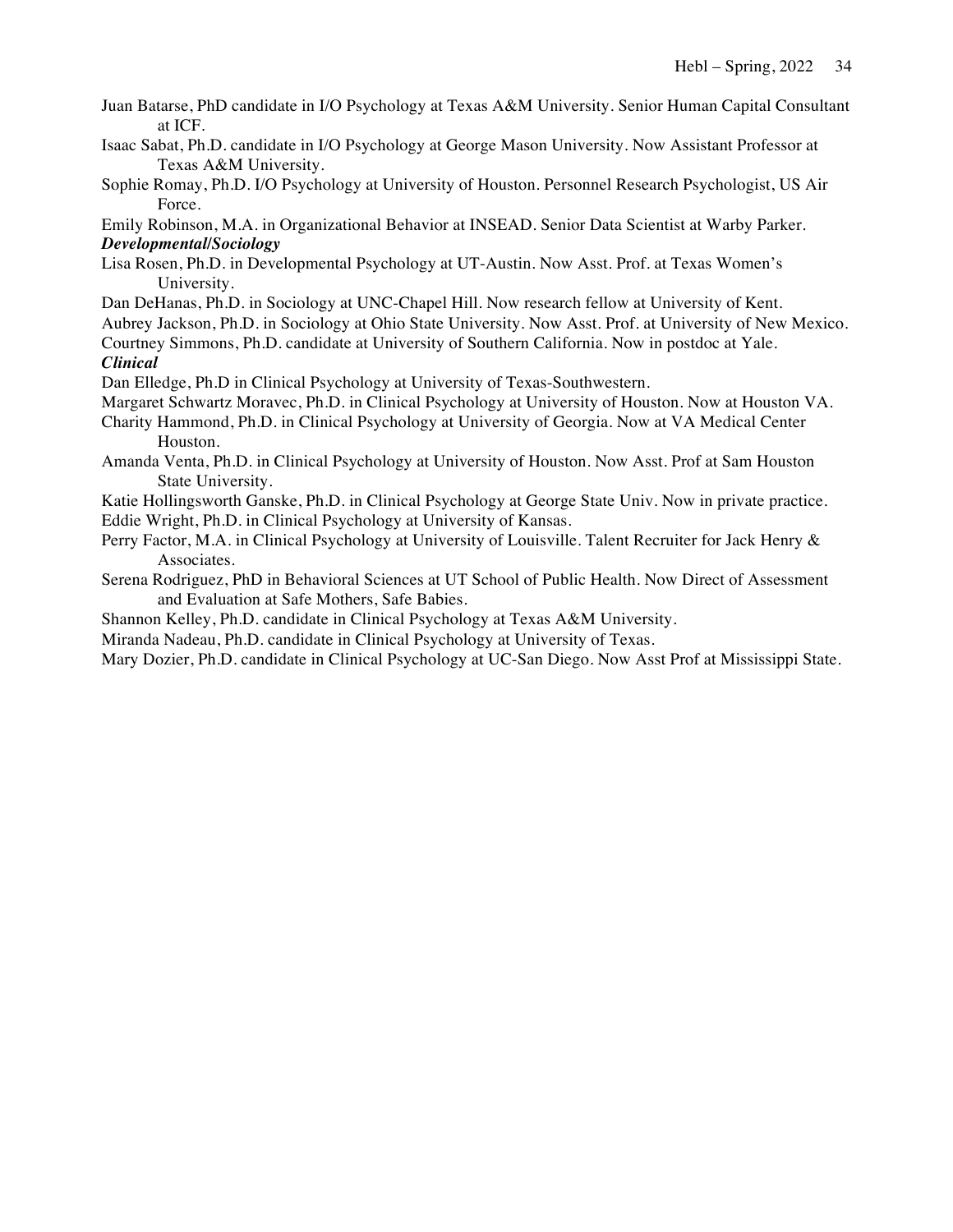Juan Batarse, PhD candidate in I/O Psychology at Texas A&M University. Senior Human Capital Consultant at ICF.

Isaac Sabat, Ph.D. candidate in I/O Psychology at George Mason University. Now Assistant Professor at Texas A&M University.

Sophie Romay, Ph.D. I/O Psychology at University of Houston. Personnel Research Psychologist, US Air Force.

Emily Robinson, M.A. in Organizational Behavior at INSEAD. Senior Data Scientist at Warby Parker.

***Developmental/Sociology***

Lisa Rosen, Ph.D. in Developmental Psychology at UT-Austin. Now Asst. Prof. at Texas Women's University.

Dan DeHanas, Ph.D. in Sociology at UNC-Chapel Hill. Now research fellow at University of Kent.

Aubrey Jackson, Ph.D. in Sociology at Ohio State University. Now Asst. Prof. at University of New Mexico.

Courtney Simmons, Ph.D. candidate at University of Southern California. Now in postdoc at Yale.

***Clinical***

Dan Elledge, Ph.D in Clinical Psychology at University of Texas-Southwestern.

Margaret Schwartz Moravec, Ph.D. in Clinical Psychology at University of Houston. Now at Houston VA.

Charity Hammond, Ph.D. in Clinical Psychology at University of Georgia. Now at VA Medical Center Houston.

Amanda Venta, Ph.D. in Clinical Psychology at University of Houston. Now Asst. Prof at Sam Houston State University.

Katie Hollingsworth Ganske, Ph.D. in Clinical Psychology at George State Univ. Now in private practice.

Eddie Wright, Ph.D. in Clinical Psychology at University of Kansas.

Perry Factor, M.A. in Clinical Psychology at University of Louisville. Talent Recruiter for Jack Henry & Associates.

Serena Rodriguez, PhD in Behavioral Sciences at UT School of Public Health. Now Direct of Assessment and Evaluation at Safe Mothers, Safe Babies.

Shannon Kelley, Ph.D. candidate in Clinical Psychology at Texas A&M University.

Miranda Nadeau, Ph.D. candidate in Clinical Psychology at University of Texas.

Mary Dozier, Ph.D. candidate in Clinical Psychology at UC-San Diego. Now Asst Prof at Mississippi State.